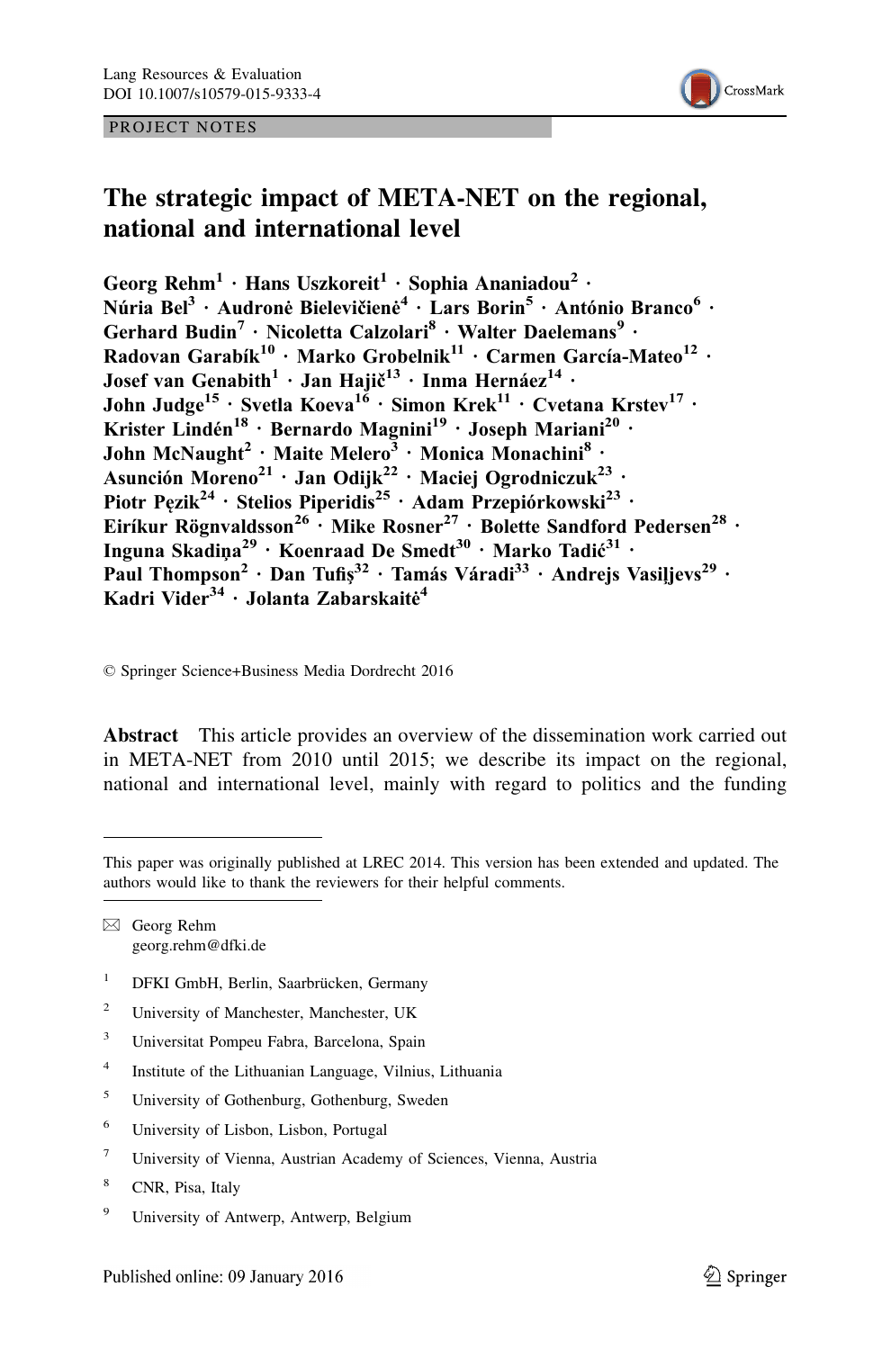PROJECT NOTES

# The strategic impact of META-NET on the regional, national and international level

**Georg Rehm[1] · Hans Uszkoreit[1] · Sophia Ananiadou[2] · Núria Bel[3] · Audronė Bielevičienė[4] · Lars Borin[5] · António Branco[6] · Gerhard Budin[7] · Nicoletta Calzolari[8] · Walter Daelemans[9] · Radovan Garabík[10] · Marko Grobelnik[11] · Carmen García-Mateo[12] · Josef van Genabith[1] · Jan Hajič[13] · Inma Hernáez[14] · John Judge[15] · Svetla Koeva[16] · Simon Krek[11] · Cvetana Krstev[17] · Krister Lindén[18] · Bernardo Magnini[19] · Joseph Mariani[20] · John McNaught[2] · Maite Melero[3] · Monica Monachini[8] · Asunción Moreno[21] · Jan Odijk[22] · Maciej Ogrodniczuk[23] · Piotr Pęzik[24] · Stelios Piperidis[25] · Adam Przepiórkowski[23] · Eiríkur Rögnvaldsson[26] · Mike Rosner[27] · Bolette Sandford Pedersen[28] · Inguna Skadiņa[29] · Koenraad De Smedt[30] · Marko Tadić[31] · Paul Thompson[2] · Dan Tufiş[32] · Tamás Váradi[33] · Andrejs Vasiļjevs[29] · Kadri Vider[34] · Jolanta Zabarskaitė[4]**

© Springer Science+Business Media Dordrecht 2016

**Abstract** This article provides an overview of the dissemination work carried out in META-NET from 2010 until 2015; we describe its impact on the regional, national and international level, mainly with regard to politics and the funding

---

This paper was originally published at LREC 2014. This version has been extended and updated. The authors would like to thank the reviewers for their helpful comments.

---

✉ Georg Rehm
georg.rehm@dfki.de

[1] DFKI GmbH, Berlin, Saarbrücken, Germany

[2] University of Manchester, Manchester, UK

[3] Universitat Pompeu Fabra, Barcelona, Spain

[4] Institute of the Lithuanian Language, Vilnius, Lithuania

[5] University of Gothenburg, Gothenburg, Sweden

[6] University of Lisbon, Lisbon, Portugal

[7] University of Vienna, Austrian Academy of Sciences, Vienna, Austria

[8] CNR, Pisa, Italy

[9] University of Antwerp, Antwerp, Belgium

Published online: 09 January 2016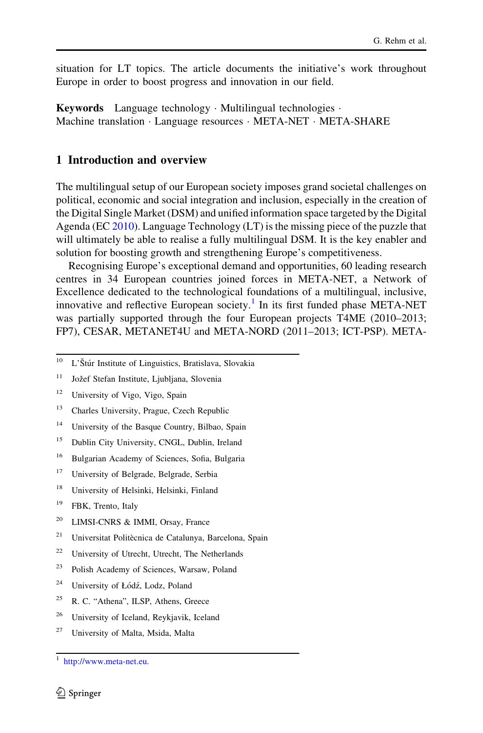situation for LT topics. The article documents the initiative's work throughout Europe in order to boost progress and innovation in our field.

**Keywords** Language technology · Multilingual technologies · Machine translation · Language resources · META-NET · META-SHARE

## 1 Introduction and overview

The multilingual setup of our European society imposes grand societal challenges on political, economic and social integration and inclusion, especially in the creation of the Digital Single Market (DSM) and unified information space targeted by the Digital Agenda (EC 2010). Language Technology (LT) is the missing piece of the puzzle that will ultimately be able to realise a fully multilingual DSM. It is the key enabler and solution for boosting growth and strengthening Europe's competitiveness.

Recognising Europe's exceptional demand and opportunities, 60 leading research centres in 34 European countries joined forces in META-NET, a Network of Excellence dedicated to the technological foundations of a multilingual, inclusive, innovative and reflective European society.[1] In its first funded phase META-NET was partially supported through the four European projects T4ME (2010–2013; FP7), CESAR, METANET4U and META-NORD (2011–2013; ICT-PSP). META-

[10] L'Štúr Institute of Linguistics, Bratislava, Slovakia

[11] Jožef Stefan Institute, Ljubljana, Slovenia

[12] University of Vigo, Vigo, Spain

[13] Charles University, Prague, Czech Republic

[14] University of the Basque Country, Bilbao, Spain

[15] Dublin City University, CNGL, Dublin, Ireland

[16] Bulgarian Academy of Sciences, Sofia, Bulgaria

[17] University of Belgrade, Belgrade, Serbia

[18] University of Helsinki, Helsinki, Finland

[19] FBK, Trento, Italy

[20] LIMSI-CNRS & IMMI, Orsay, France

[21] Universitat Politècnica de Catalunya, Barcelona, Spain

[22] University of Utrecht, Utrecht, The Netherlands

[23] Polish Academy of Sciences, Warsaw, Poland

[24] University of Łódź, Lodz, Poland

[25] R. C. "Athena", ILSP, Athens, Greece

[26] University of Iceland, Reykjavik, Iceland

[27] University of Malta, Msida, Malta

[1] http://www.meta-net.eu.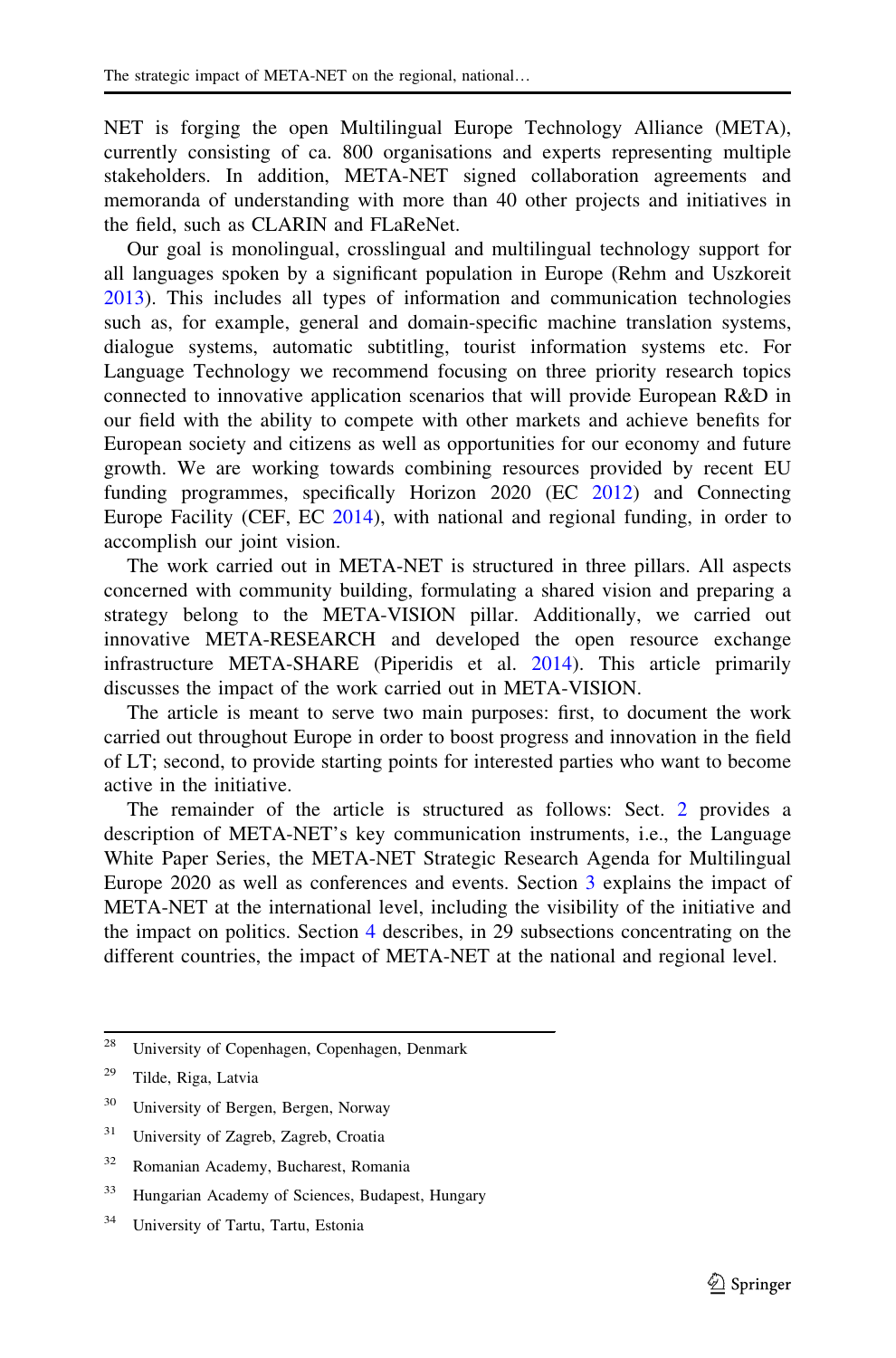NET is forging the open Multilingual Europe Technology Alliance (META), currently consisting of ca. 800 organisations and experts representing multiple stakeholders. In addition, META-NET signed collaboration agreements and memoranda of understanding with more than 40 other projects and initiatives in the field, such as CLARIN and FLaReNet.

Our goal is monolingual, crosslingual and multilingual technology support for all languages spoken by a significant population in Europe (Rehm and Uszkoreit 2013). This includes all types of information and communication technologies such as, for example, general and domain-specific machine translation systems, dialogue systems, automatic subtitling, tourist information systems etc. For Language Technology we recommend focusing on three priority research topics connected to innovative application scenarios that will provide European R&D in our field with the ability to compete with other markets and achieve benefits for European society and citizens as well as opportunities for our economy and future growth. We are working towards combining resources provided by recent EU funding programmes, specifically Horizon 2020 (EC 2012) and Connecting Europe Facility (CEF, EC 2014), with national and regional funding, in order to accomplish our joint vision.

The work carried out in META-NET is structured in three pillars. All aspects concerned with community building, formulating a shared vision and preparing a strategy belong to the META-VISION pillar. Additionally, we carried out innovative META-RESEARCH and developed the open resource exchange infrastructure META-SHARE (Piperidis et al. 2014). This article primarily discusses the impact of the work carried out in META-VISION.

The article is meant to serve two main purposes: first, to document the work carried out throughout Europe in order to boost progress and innovation in the field of LT; second, to provide starting points for interested parties who want to become active in the initiative.

The remainder of the article is structured as follows: Sect. 2 provides a description of META-NET's key communication instruments, i.e., the Language White Paper Series, the META-NET Strategic Research Agenda for Multilingual Europe 2020 as well as conferences and events. Section 3 explains the impact of META-NET at the international level, including the visibility of the initiative and the impact on politics. Section 4 describes, in 29 subsections concentrating on the different countries, the impact of META-NET at the national and regional level.

---

[28] University of Copenhagen, Copenhagen, Denmark

[29] Tilde, Riga, Latvia

[30] University of Bergen, Bergen, Norway

[31] University of Zagreb, Zagreb, Croatia

[32] Romanian Academy, Bucharest, Romania

[33] Hungarian Academy of Sciences, Budapest, Hungary

[34] University of Tartu, Tartu, Estonia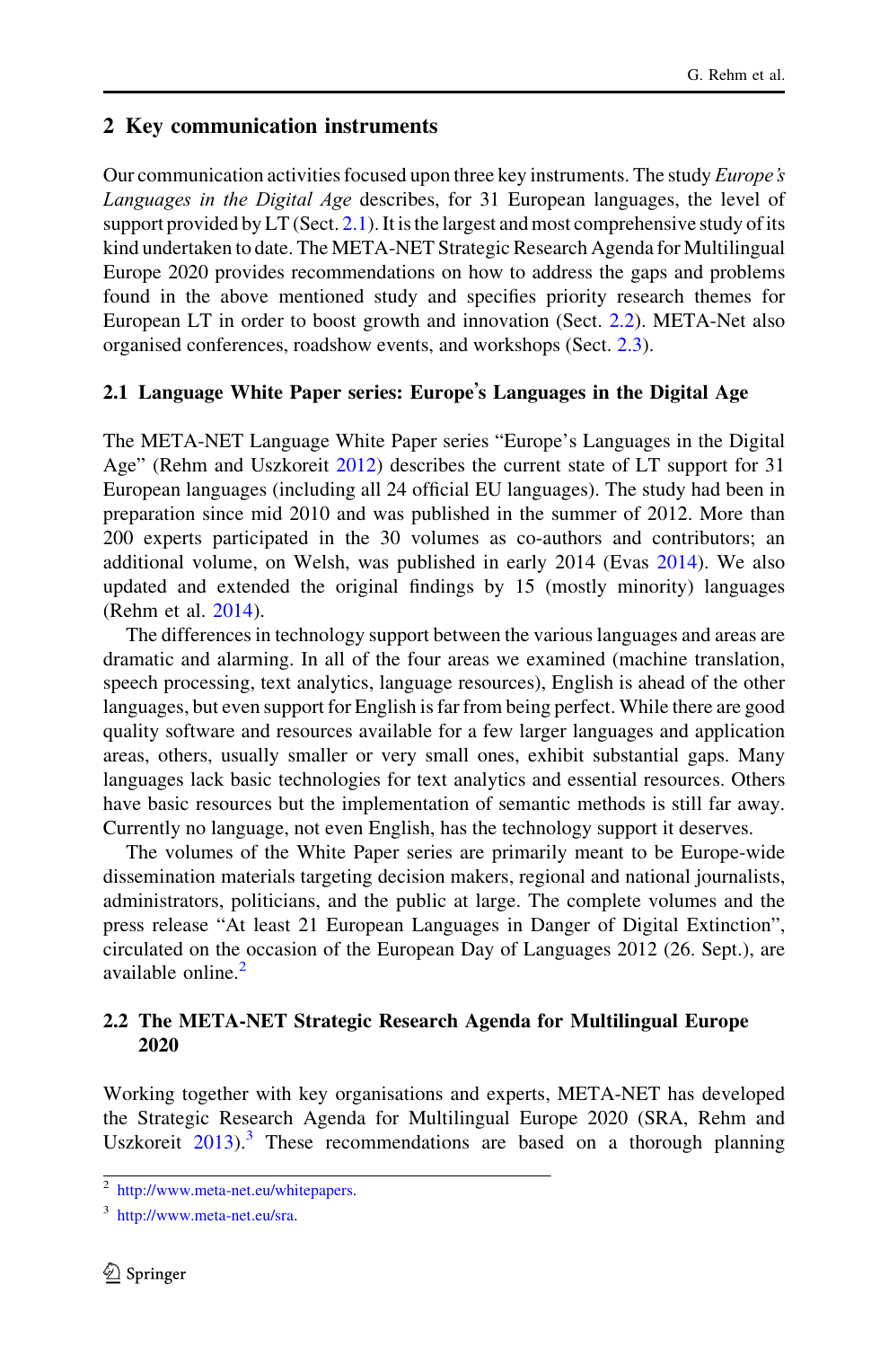## 2 Key communication instruments

Our communication activities focused upon three key instruments. The study *Europe's Languages in the Digital Age* describes, for 31 European languages, the level of support provided by LT (Sect. 2.1). It is the largest and most comprehensive study of its kind undertaken to date. The META-NET Strategic Research Agenda for Multilingual Europe 2020 provides recommendations on how to address the gaps and problems found in the above mentioned study and specifies priority research themes for European LT in order to boost growth and innovation (Sect. 2.2). META-Net also organised conferences, roadshow events, and workshops (Sect. 2.3).

### 2.1 Language White Paper series: Europe's Languages in the Digital Age

The META-NET Language White Paper series "Europe's Languages in the Digital Age" (Rehm and Uszkoreit 2012) describes the current state of LT support for 31 European languages (including all 24 official EU languages). The study had been in preparation since mid 2010 and was published in the summer of 2012. More than 200 experts participated in the 30 volumes as co-authors and contributors; an additional volume, on Welsh, was published in early 2014 (Evas 2014). We also updated and extended the original findings by 15 (mostly minority) languages (Rehm et al. 2014).

The differences in technology support between the various languages and areas are dramatic and alarming. In all of the four areas we examined (machine translation, speech processing, text analytics, language resources), English is ahead of the other languages, but even support for English is far from being perfect. While there are good quality software and resources available for a few larger languages and application areas, others, usually smaller or very small ones, exhibit substantial gaps. Many languages lack basic technologies for text analytics and essential resources. Others have basic resources but the implementation of semantic methods is still far away. Currently no language, not even English, has the technology support it deserves.

The volumes of the White Paper series are primarily meant to be Europe-wide dissemination materials targeting decision makers, regional and national journalists, administrators, politicians, and the public at large. The complete volumes and the press release "At least 21 European Languages in Danger of Digital Extinction", circulated on the occasion of the European Day of Languages 2012 (26. Sept.), are available online.[2]

### 2.2 The META-NET Strategic Research Agenda for Multilingual Europe 2020

Working together with key organisations and experts, META-NET has developed the Strategic Research Agenda for Multilingual Europe 2020 (SRA, Rehm and Uszkoreit 2013).[3] These recommendations are based on a thorough planning

---

[2] http://www.meta-net.eu/whitepapers.

[3] http://www.meta-net.eu/sra.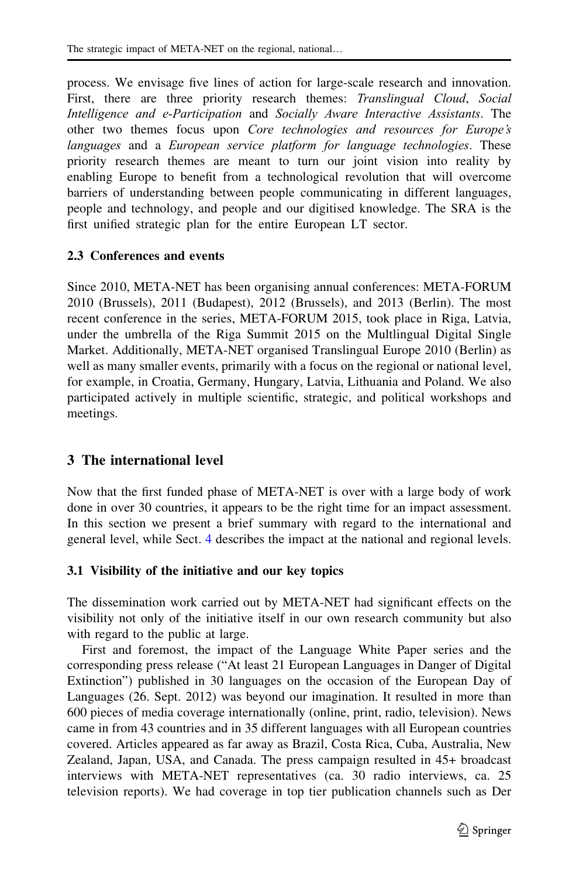process. We envisage five lines of action for large-scale research and innovation. First, there are three priority research themes: *Translingual Cloud*, *Social Intelligence and e-Participation* and *Socially Aware Interactive Assistants*. The other two themes focus upon *Core technologies and resources for Europe's languages* and a *European service platform for language technologies*. These priority research themes are meant to turn our joint vision into reality by enabling Europe to benefit from a technological revolution that will overcome barriers of understanding between people communicating in different languages, people and technology, and people and our digitised knowledge. The SRA is the first unified strategic plan for the entire European LT sector.

### 2.3 Conferences and events

Since 2010, META-NET has been organising annual conferences: META-FORUM 2010 (Brussels), 2011 (Budapest), 2012 (Brussels), and 2013 (Berlin). The most recent conference in the series, META-FORUM 2015, took place in Riga, Latvia, under the umbrella of the Riga Summit 2015 on the Multlingual Digital Single Market. Additionally, META-NET organised Translingual Europe 2010 (Berlin) as well as many smaller events, primarily with a focus on the regional or national level, for example, in Croatia, Germany, Hungary, Latvia, Lithuania and Poland. We also participated actively in multiple scientific, strategic, and political workshops and meetings.

## 3 The international level

Now that the first funded phase of META-NET is over with a large body of work done in over 30 countries, it appears to be the right time for an impact assessment. In this section we present a brief summary with regard to the international and general level, while Sect. 4 describes the impact at the national and regional levels.

### 3.1 Visibility of the initiative and our key topics

The dissemination work carried out by META-NET had significant effects on the visibility not only of the initiative itself in our own research community but also with regard to the public at large.

First and foremost, the impact of the Language White Paper series and the corresponding press release ("At least 21 European Languages in Danger of Digital Extinction") published in 30 languages on the occasion of the European Day of Languages (26. Sept. 2012) was beyond our imagination. It resulted in more than 600 pieces of media coverage internationally (online, print, radio, television). News came in from 43 countries and in 35 different languages with all European countries covered. Articles appeared as far away as Brazil, Costa Rica, Cuba, Australia, New Zealand, Japan, USA, and Canada. The press campaign resulted in 45+ broadcast interviews with META-NET representatives (ca. 30 radio interviews, ca. 25 television reports). We had coverage in top tier publication channels such as Der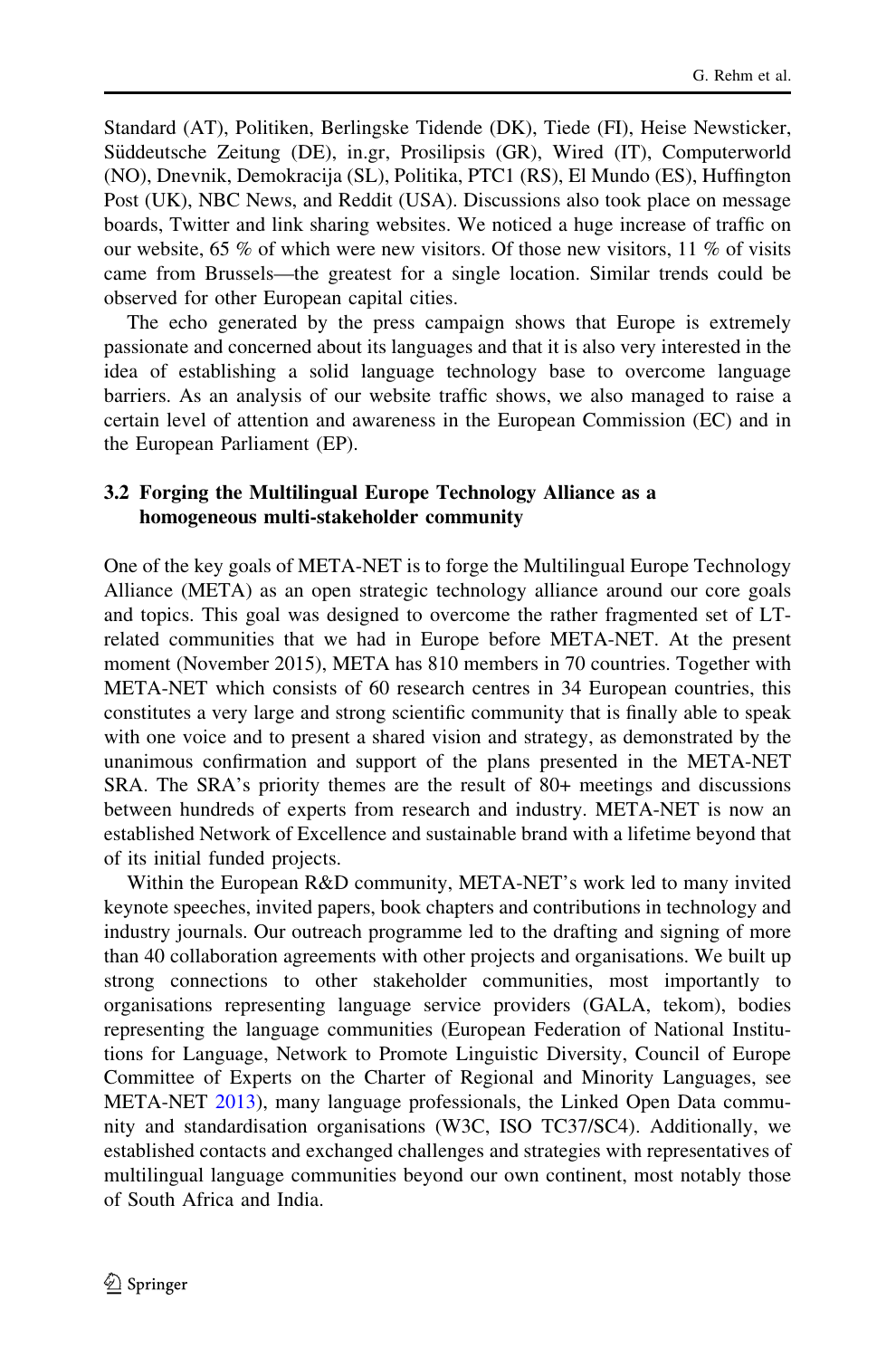Standard (AT), Politiken, Berlingske Tidende (DK), Tiede (FI), Heise Newsticker, Süddeutsche Zeitung (DE), in.gr, Prosilipsis (GR), Wired (IT), Computerworld (NO), Dnevnik, Demokracija (SL), Politika, PTC1 (RS), El Mundo (ES), Huffington Post (UK), NBC News, and Reddit (USA). Discussions also took place on message boards, Twitter and link sharing websites. We noticed a huge increase of traffic on our website, 65 % of which were new visitors. Of those new visitors, 11 % of visits came from Brussels—the greatest for a single location. Similar trends could be observed for other European capital cities.

The echo generated by the press campaign shows that Europe is extremely passionate and concerned about its languages and that it is also very interested in the idea of establishing a solid language technology base to overcome language barriers. As an analysis of our website traffic shows, we also managed to raise a certain level of attention and awareness in the European Commission (EC) and in the European Parliament (EP).

### 3.2 Forging the Multilingual Europe Technology Alliance as a homogeneous multi-stakeholder community

One of the key goals of META-NET is to forge the Multilingual Europe Technology Alliance (META) as an open strategic technology alliance around our core goals and topics. This goal was designed to overcome the rather fragmented set of LT-related communities that we had in Europe before META-NET. At the present moment (November 2015), META has 810 members in 70 countries. Together with META-NET which consists of 60 research centres in 34 European countries, this constitutes a very large and strong scientific community that is finally able to speak with one voice and to present a shared vision and strategy, as demonstrated by the unanimous confirmation and support of the plans presented in the META-NET SRA. The SRA's priority themes are the result of 80+ meetings and discussions between hundreds of experts from research and industry. META-NET is now an established Network of Excellence and sustainable brand with a lifetime beyond that of its initial funded projects.

Within the European R&D community, META-NET's work led to many invited keynote speeches, invited papers, book chapters and contributions in technology and industry journals. Our outreach programme led to the drafting and signing of more than 40 collaboration agreements with other projects and organisations. We built up strong connections to other stakeholder communities, most importantly to organisations representing language service providers (GALA, tekom), bodies representing the language communities (European Federation of National Institutions for Language, Network to Promote Linguistic Diversity, Council of Europe Committee of Experts on the Charter of Regional and Minority Languages, see META-NET 2013), many language professionals, the Linked Open Data community and standardisation organisations (W3C, ISO TC37/SC4). Additionally, we established contacts and exchanged challenges and strategies with representatives of multilingual language communities beyond our own continent, most notably those of South Africa and India.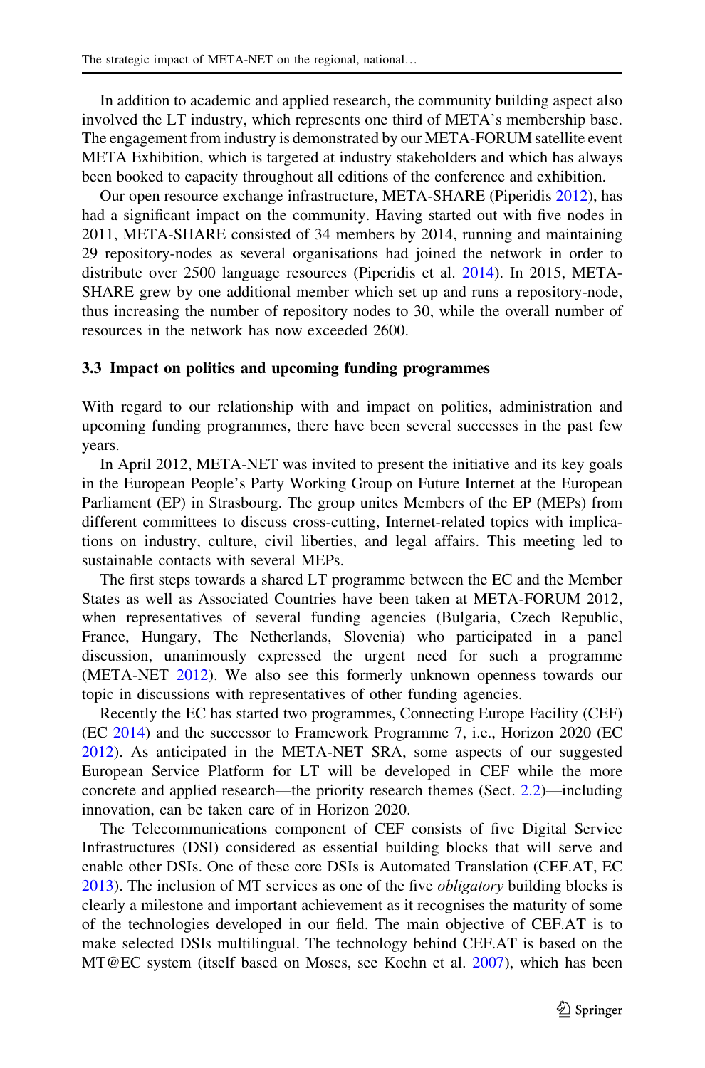In addition to academic and applied research, the community building aspect also involved the LT industry, which represents one third of META's membership base. The engagement from industry is demonstrated by our META-FORUM satellite event META Exhibition, which is targeted at industry stakeholders and which has always been booked to capacity throughout all editions of the conference and exhibition.

Our open resource exchange infrastructure, META-SHARE (Piperidis 2012), has had a significant impact on the community. Having started out with five nodes in 2011, META-SHARE consisted of 34 members by 2014, running and maintaining 29 repository-nodes as several organisations had joined the network in order to distribute over 2500 language resources (Piperidis et al. 2014). In 2015, META-SHARE grew by one additional member which set up and runs a repository-node, thus increasing the number of repository nodes to 30, while the overall number of resources in the network has now exceeded 2600.

### 3.3 Impact on politics and upcoming funding programmes

With regard to our relationship with and impact on politics, administration and upcoming funding programmes, there have been several successes in the past few years.

In April 2012, META-NET was invited to present the initiative and its key goals in the European People's Party Working Group on Future Internet at the European Parliament (EP) in Strasbourg. The group unites Members of the EP (MEPs) from different committees to discuss cross-cutting, Internet-related topics with implications on industry, culture, civil liberties, and legal affairs. This meeting led to sustainable contacts with several MEPs.

The first steps towards a shared LT programme between the EC and the Member States as well as Associated Countries have been taken at META-FORUM 2012, when representatives of several funding agencies (Bulgaria, Czech Republic, France, Hungary, The Netherlands, Slovenia) who participated in a panel discussion, unanimously expressed the urgent need for such a programme (META-NET 2012). We also see this formerly unknown openness towards our topic in discussions with representatives of other funding agencies.

Recently the EC has started two programmes, Connecting Europe Facility (CEF) (EC 2014) and the successor to Framework Programme 7, i.e., Horizon 2020 (EC 2012). As anticipated in the META-NET SRA, some aspects of our suggested European Service Platform for LT will be developed in CEF while the more concrete and applied research—the priority research themes (Sect. 2.2)—including innovation, can be taken care of in Horizon 2020.

The Telecommunications component of CEF consists of five Digital Service Infrastructures (DSI) considered as essential building blocks that will serve and enable other DSIs. One of these core DSIs is Automated Translation (CEF.AT, EC 2013). The inclusion of MT services as one of the five *obligatory* building blocks is clearly a milestone and important achievement as it recognises the maturity of some of the technologies developed in our field. The main objective of CEF.AT is to make selected DSIs multilingual. The technology behind CEF.AT is based on the MT@EC system (itself based on Moses, see Koehn et al. 2007), which has been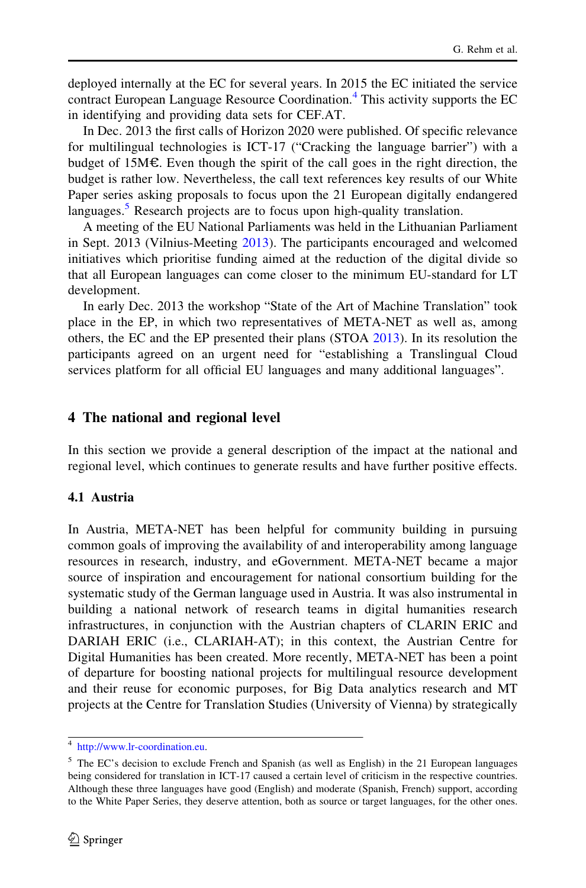deployed internally at the EC for several years. In 2015 the EC initiated the service contract European Language Resource Coordination.[4] This activity supports the EC in identifying and providing data sets for CEF.AT.

In Dec. 2013 the first calls of Horizon 2020 were published. Of specific relevance for multilingual technologies is ICT-17 ("Cracking the language barrier") with a budget of 15M€. Even though the spirit of the call goes in the right direction, the budget is rather low. Nevertheless, the call text references key results of our White Paper series asking proposals to focus upon the 21 European digitally endangered languages.[5] Research projects are to focus upon high-quality translation.

A meeting of the EU National Parliaments was held in the Lithuanian Parliament in Sept. 2013 (Vilnius-Meeting 2013). The participants encouraged and welcomed initiatives which prioritise funding aimed at the reduction of the digital divide so that all European languages can come closer to the minimum EU-standard for LT development.

In early Dec. 2013 the workshop "State of the Art of Machine Translation" took place in the EP, in which two representatives of META-NET as well as, among others, the EC and the EP presented their plans (STOA 2013). In its resolution the participants agreed on an urgent need for "establishing a Translingual Cloud services platform for all official EU languages and many additional languages".

## 4 The national and regional level

In this section we provide a general description of the impact at the national and regional level, which continues to generate results and have further positive effects.

### 4.1 Austria

In Austria, META-NET has been helpful for community building in pursuing common goals of improving the availability of and interoperability among language resources in research, industry, and eGovernment. META-NET became a major source of inspiration and encouragement for national consortium building for the systematic study of the German language used in Austria. It was also instrumental in building a national network of research teams in digital humanities research infrastructures, in conjunction with the Austrian chapters of CLARIN ERIC and DARIAH ERIC (i.e., CLARIAH-AT); in this context, the Austrian Centre for Digital Humanities has been created. More recently, META-NET has been a point of departure for boosting national projects for multilingual resource development and their reuse for economic purposes, for Big Data analytics research and MT projects at the Centre for Translation Studies (University of Vienna) by strategically

---

[4] http://www.lr-coordination.eu.

[5] The EC's decision to exclude French and Spanish (as well as English) in the 21 European languages being considered for translation in ICT-17 caused a certain level of criticism in the respective countries. Although these three languages have good (English) and moderate (Spanish, French) support, according to the White Paper Series, they deserve attention, both as source or target languages, for the other ones.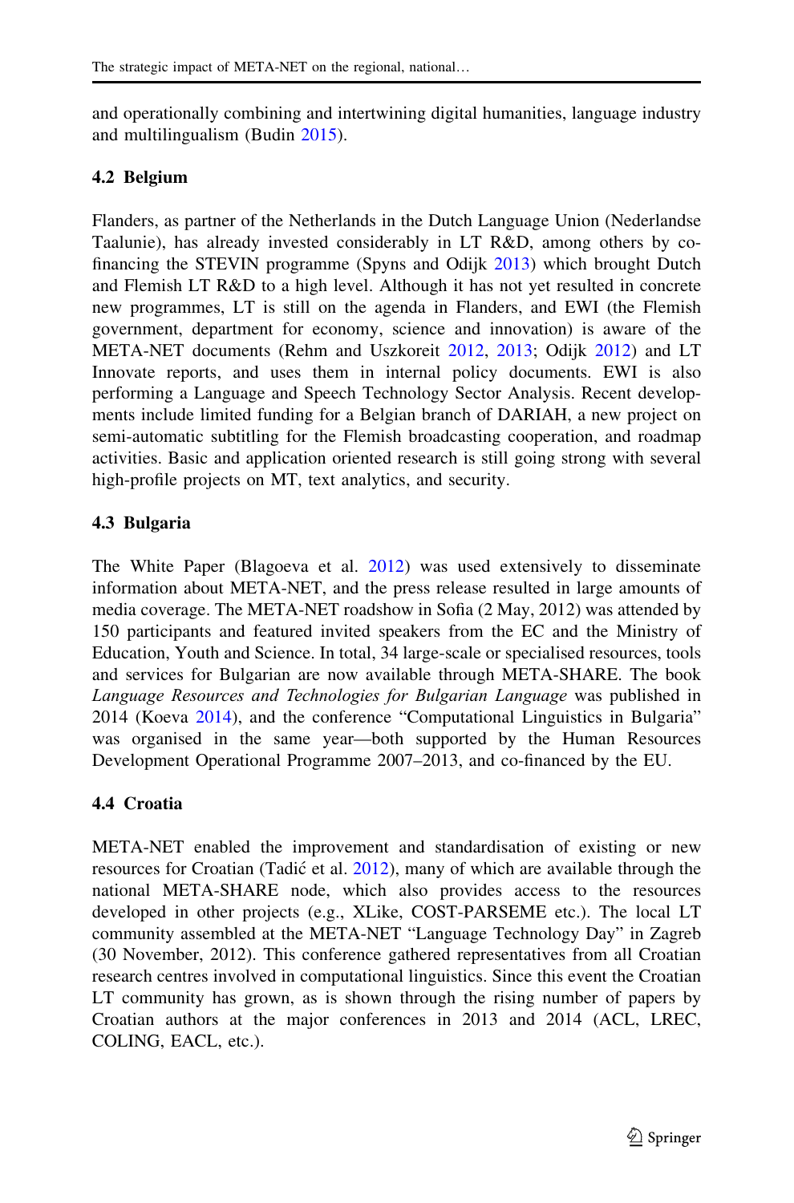and operationally combining and intertwining digital humanities, language industry and multilingualism (Budin 2015).

### 4.2 Belgium

Flanders, as partner of the Netherlands in the Dutch Language Union (Nederlandse Taalunie), has already invested considerably in LT R&D, among others by co-financing the STEVIN programme (Spyns and Odijk 2013) which brought Dutch and Flemish LT R&D to a high level. Although it has not yet resulted in concrete new programmes, LT is still on the agenda in Flanders, and EWI (the Flemish government, department for economy, science and innovation) is aware of the META-NET documents (Rehm and Uszkoreit 2012, 2013; Odijk 2012) and LT Innovate reports, and uses them in internal policy documents. EWI is also performing a Language and Speech Technology Sector Analysis. Recent developments include limited funding for a Belgian branch of DARIAH, a new project on semi-automatic subtitling for the Flemish broadcasting cooperation, and roadmap activities. Basic and application oriented research is still going strong with several high-profile projects on MT, text analytics, and security.

### 4.3 Bulgaria

The White Paper (Blagoeva et al. 2012) was used extensively to disseminate information about META-NET, and the press release resulted in large amounts of media coverage. The META-NET roadshow in Sofia (2 May, 2012) was attended by 150 participants and featured invited speakers from the EC and the Ministry of Education, Youth and Science. In total, 34 large-scale or specialised resources, tools and services for Bulgarian are now available through META-SHARE. The book *Language Resources and Technologies for Bulgarian Language* was published in 2014 (Koeva 2014), and the conference "Computational Linguistics in Bulgaria" was organised in the same year—both supported by the Human Resources Development Operational Programme 2007–2013, and co-financed by the EU.

### 4.4 Croatia

META-NET enabled the improvement and standardisation of existing or new resources for Croatian (Tadić et al. 2012), many of which are available through the national META-SHARE node, which also provides access to the resources developed in other projects (e.g., XLike, COST-PARSEME etc.). The local LT community assembled at the META-NET "Language Technology Day" in Zagreb (30 November, 2012). This conference gathered representatives from all Croatian research centres involved in computational linguistics. Since this event the Croatian LT community has grown, as is shown through the rising number of papers by Croatian authors at the major conferences in 2013 and 2014 (ACL, LREC, COLING, EACL, etc.).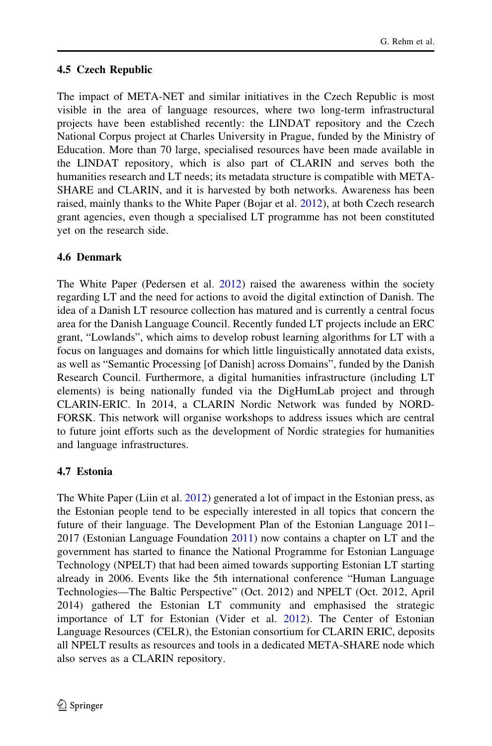### 4.5 Czech Republic

The impact of META-NET and similar initiatives in the Czech Republic is most visible in the area of language resources, where two long-term infrastructural projects have been established recently: the LINDAT repository and the Czech National Corpus project at Charles University in Prague, funded by the Ministry of Education. More than 70 large, specialised resources have been made available in the LINDAT repository, which is also part of CLARIN and serves both the humanities research and LT needs; its metadata structure is compatible with META-SHARE and CLARIN, and it is harvested by both networks. Awareness has been raised, mainly thanks to the White Paper (Bojar et al. 2012), at both Czech research grant agencies, even though a specialised LT programme has not been constituted yet on the research side.

### 4.6 Denmark

The White Paper (Pedersen et al. 2012) raised the awareness within the society regarding LT and the need for actions to avoid the digital extinction of Danish. The idea of a Danish LT resource collection has matured and is currently a central focus area for the Danish Language Council. Recently funded LT projects include an ERC grant, "Lowlands", which aims to develop robust learning algorithms for LT with a focus on languages and domains for which little linguistically annotated data exists, as well as "Semantic Processing [of Danish] across Domains", funded by the Danish Research Council. Furthermore, a digital humanities infrastructure (including LT elements) is being nationally funded via the DigHumLab project and through CLARIN-ERIC. In 2014, a CLARIN Nordic Network was funded by NORD-FORSK. This network will organise workshops to address issues which are central to future joint efforts such as the development of Nordic strategies for humanities and language infrastructures.

### 4.7 Estonia

The White Paper (Liin et al. 2012) generated a lot of impact in the Estonian press, as the Estonian people tend to be especially interested in all topics that concern the future of their language. The Development Plan of the Estonian Language 2011–2017 (Estonian Language Foundation 2011) now contains a chapter on LT and the government has started to finance the National Programme for Estonian Language Technology (NPELT) that had been aimed towards supporting Estonian LT starting already in 2006. Events like the 5th international conference "Human Language Technologies—The Baltic Perspective" (Oct. 2012) and NPELT (Oct. 2012, April 2014) gathered the Estonian LT community and emphasised the strategic importance of LT for Estonian (Vider et al. 2012). The Center of Estonian Language Resources (CELR), the Estonian consortium for CLARIN ERIC, deposits all NPELT results as resources and tools in a dedicated META-SHARE node which also serves as a CLARIN repository.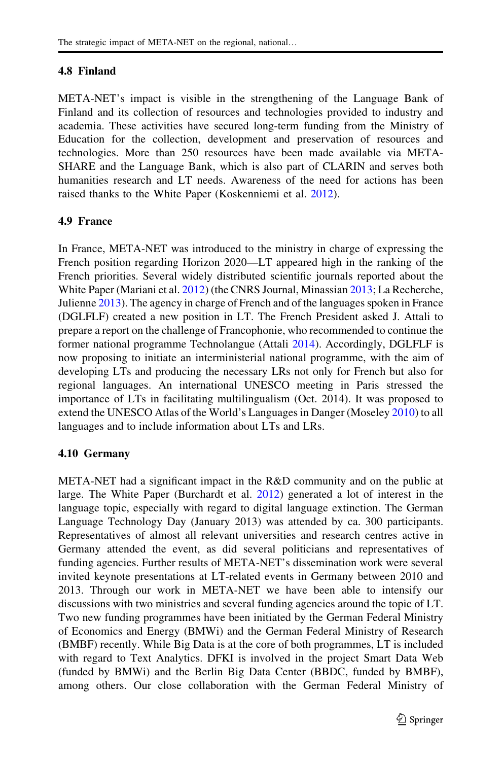### 4.8 Finland

META-NET's impact is visible in the strengthening of the Language Bank of Finland and its collection of resources and technologies provided to industry and academia. These activities have secured long-term funding from the Ministry of Education for the collection, development and preservation of resources and technologies. More than 250 resources have been made available via META-SHARE and the Language Bank, which is also part of CLARIN and serves both humanities research and LT needs. Awareness of the need for actions has been raised thanks to the White Paper (Koskenniemi et al. 2012).

### 4.9 France

In France, META-NET was introduced to the ministry in charge of expressing the French position regarding Horizon 2020—LT appeared high in the ranking of the French priorities. Several widely distributed scientific journals reported about the White Paper (Mariani et al. 2012) (the CNRS Journal, Minassian 2013; La Recherche, Julienne 2013). The agency in charge of French and of the languages spoken in France (DGLFLF) created a new position in LT. The French President asked J. Attali to prepare a report on the challenge of Francophonie, who recommended to continue the former national programme Technolangue (Attali 2014). Accordingly, DGLFLF is now proposing to initiate an interministerial national programme, with the aim of developing LTs and producing the necessary LRs not only for French but also for regional languages. An international UNESCO meeting in Paris stressed the importance of LTs in facilitating multilingualism (Oct. 2014). It was proposed to extend the UNESCO Atlas of the World's Languages in Danger (Moseley 2010) to all languages and to include information about LTs and LRs.

### 4.10 Germany

META-NET had a significant impact in the R&D community and on the public at large. The White Paper (Burchardt et al. 2012) generated a lot of interest in the language topic, especially with regard to digital language extinction. The German Language Technology Day (January 2013) was attended by ca. 300 participants. Representatives of almost all relevant universities and research centres active in Germany attended the event, as did several politicians and representatives of funding agencies. Further results of META-NET's dissemination work were several invited keynote presentations at LT-related events in Germany between 2010 and 2013. Through our work in META-NET we have been able to intensify our discussions with two ministries and several funding agencies around the topic of LT. Two new funding programmes have been initiated by the German Federal Ministry of Economics and Energy (BMWi) and the German Federal Ministry of Research (BMBF) recently. While Big Data is at the core of both programmes, LT is included with regard to Text Analytics. DFKI is involved in the project Smart Data Web (funded by BMWi) and the Berlin Big Data Center (BBDC, funded by BMBF), among others. Our close collaboration with the German Federal Ministry of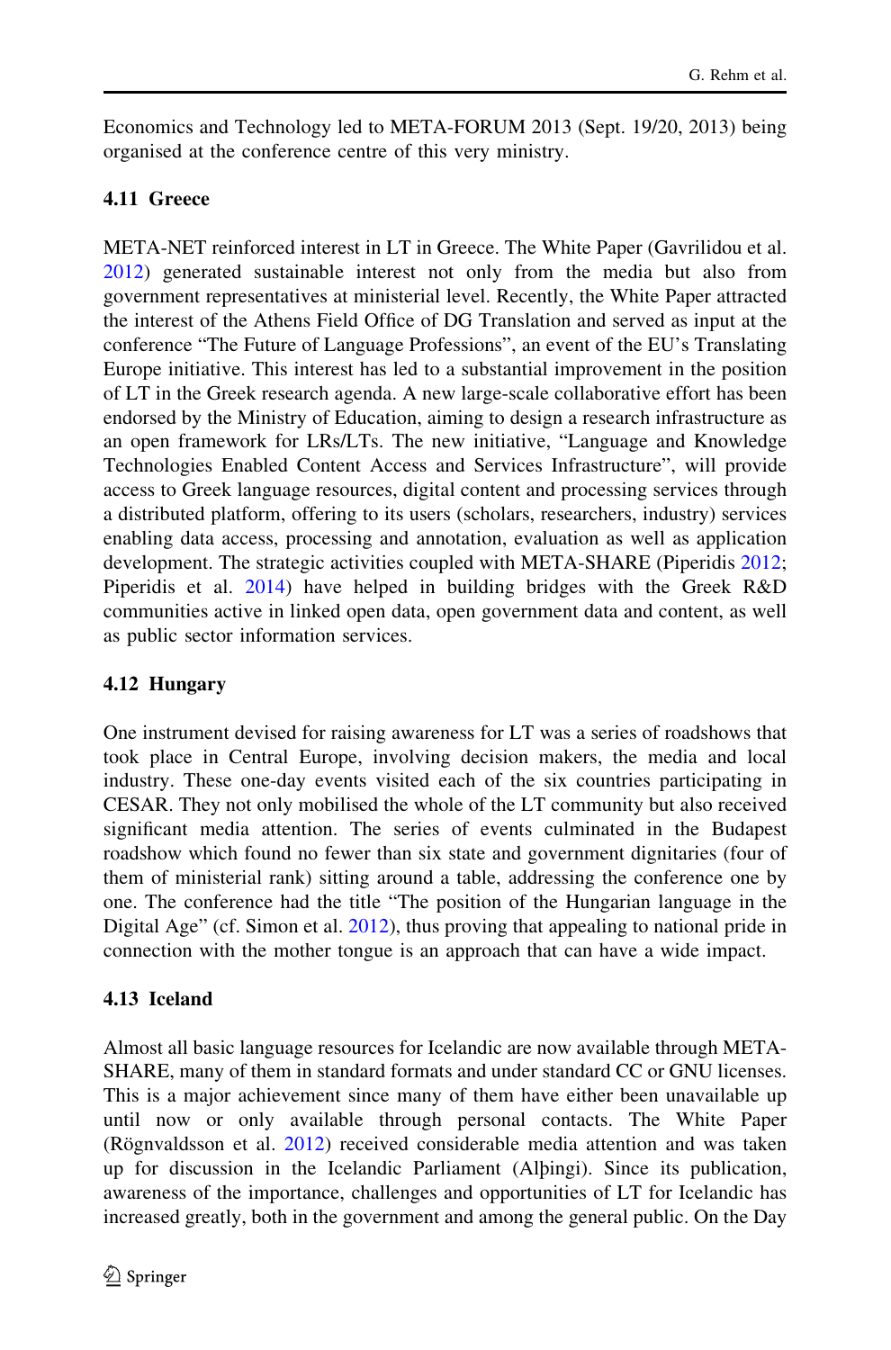Economics and Technology led to META-FORUM 2013 (Sept. 19/20, 2013) being organised at the conference centre of this very ministry.

### 4.11 Greece

META-NET reinforced interest in LT in Greece. The White Paper (Gavrilidou et al. 2012) generated sustainable interest not only from the media but also from government representatives at ministerial level. Recently, the White Paper attracted the interest of the Athens Field Office of DG Translation and served as input at the conference "The Future of Language Professions", an event of the EU's Translating Europe initiative. This interest has led to a substantial improvement in the position of LT in the Greek research agenda. A new large-scale collaborative effort has been endorsed by the Ministry of Education, aiming to design a research infrastructure as an open framework for LRs/LTs. The new initiative, "Language and Knowledge Technologies Enabled Content Access and Services Infrastructure", will provide access to Greek language resources, digital content and processing services through a distributed platform, offering to its users (scholars, researchers, industry) services enabling data access, processing and annotation, evaluation as well as application development. The strategic activities coupled with META-SHARE (Piperidis 2012; Piperidis et al. 2014) have helped in building bridges with the Greek R&D communities active in linked open data, open government data and content, as well as public sector information services.

### 4.12 Hungary

One instrument devised for raising awareness for LT was a series of roadshows that took place in Central Europe, involving decision makers, the media and local industry. These one-day events visited each of the six countries participating in CESAR. They not only mobilised the whole of the LT community but also received significant media attention. The series of events culminated in the Budapest roadshow which found no fewer than six state and government dignitaries (four of them of ministerial rank) sitting around a table, addressing the conference one by one. The conference had the title "The position of the Hungarian language in the Digital Age" (cf. Simon et al. 2012), thus proving that appealing to national pride in connection with the mother tongue is an approach that can have a wide impact.

### 4.13 Iceland

Almost all basic language resources for Icelandic are now available through META-SHARE, many of them in standard formats and under standard CC or GNU licenses. This is a major achievement since many of them have either been unavailable up until now or only available through personal contacts. The White Paper (Rögnvaldsson et al. 2012) received considerable media attention and was taken up for discussion in the Icelandic Parliament (Alþingi). Since its publication, awareness of the importance, challenges and opportunities of LT for Icelandic has increased greatly, both in the government and among the general public. On the Day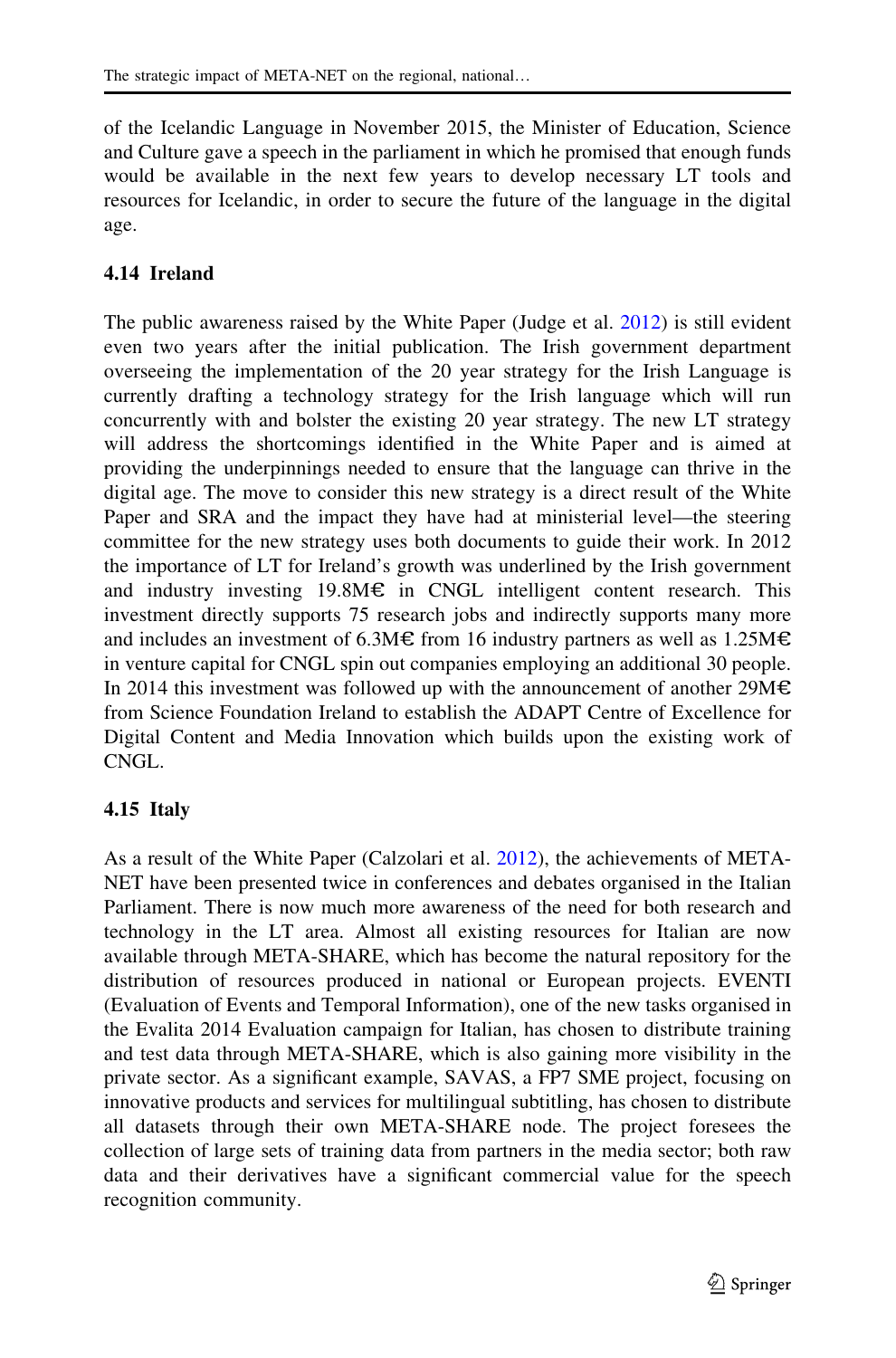of the Icelandic Language in November 2015, the Minister of Education, Science and Culture gave a speech in the parliament in which he promised that enough funds would be available in the next few years to develop necessary LT tools and resources for Icelandic, in order to secure the future of the language in the digital age.

### 4.14 Ireland

The public awareness raised by the White Paper (Judge et al. 2012) is still evident even two years after the initial publication. The Irish government department overseeing the implementation of the 20 year strategy for the Irish Language is currently drafting a technology strategy for the Irish language which will run concurrently with and bolster the existing 20 year strategy. The new LT strategy will address the shortcomings identified in the White Paper and is aimed at providing the underpinnings needed to ensure that the language can thrive in the digital age. The move to consider this new strategy is a direct result of the White Paper and SRA and the impact they have had at ministerial level—the steering committee for the new strategy uses both documents to guide their work. In 2012 the importance of LT for Ireland's growth was underlined by the Irish government and industry investing 19.8M€ in CNGL intelligent content research. This investment directly supports 75 research jobs and indirectly supports many more and includes an investment of 6.3M€ from 16 industry partners as well as 1.25M€ in venture capital for CNGL spin out companies employing an additional 30 people. In 2014 this investment was followed up with the announcement of another 29M€ from Science Foundation Ireland to establish the ADAPT Centre of Excellence for Digital Content and Media Innovation which builds upon the existing work of CNGL.

### 4.15 Italy

As a result of the White Paper (Calzolari et al. 2012), the achievements of META-NET have been presented twice in conferences and debates organised in the Italian Parliament. There is now much more awareness of the need for both research and technology in the LT area. Almost all existing resources for Italian are now available through META-SHARE, which has become the natural repository for the distribution of resources produced in national or European projects. EVENTI (Evaluation of Events and Temporal Information), one of the new tasks organised in the Evalita 2014 Evaluation campaign for Italian, has chosen to distribute training and test data through META-SHARE, which is also gaining more visibility in the private sector. As a significant example, SAVAS, a FP7 SME project, focusing on innovative products and services for multilingual subtitling, has chosen to distribute all datasets through their own META-SHARE node. The project foresees the collection of large sets of training data from partners in the media sector; both raw data and their derivatives have a significant commercial value for the speech recognition community.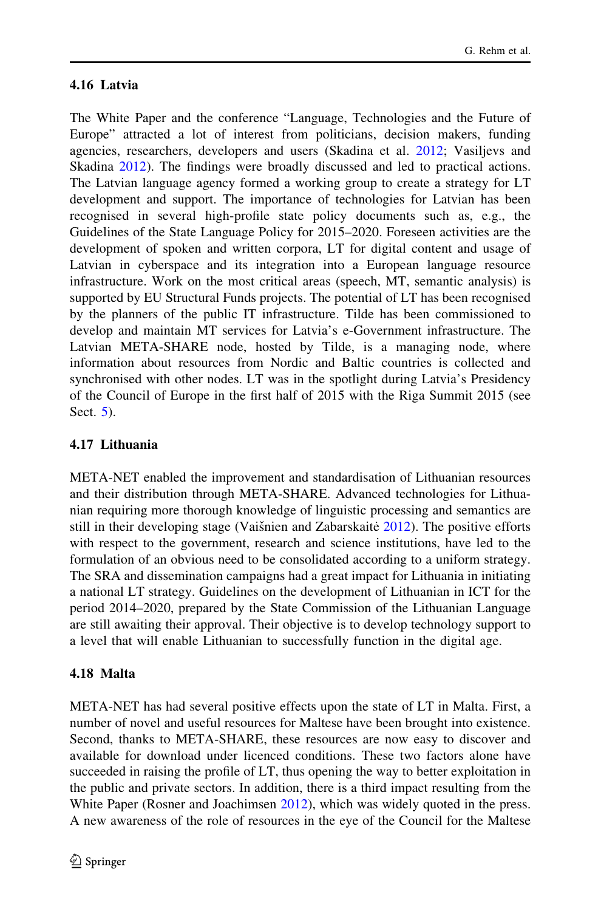### 4.16 Latvia

The White Paper and the conference "Language, Technologies and the Future of Europe" attracted a lot of interest from politicians, decision makers, funding agencies, researchers, developers and users (Skadina et al. 2012; Vasiljevs and Skadina 2012). The findings were broadly discussed and led to practical actions. The Latvian language agency formed a working group to create a strategy for LT development and support. The importance of technologies for Latvian has been recognised in several high-profile state policy documents such as, e.g., the Guidelines of the State Language Policy for 2015–2020. Foreseen activities are the development of spoken and written corpora, LT for digital content and usage of Latvian in cyberspace and its integration into a European language resource infrastructure. Work on the most critical areas (speech, MT, semantic analysis) is supported by EU Structural Funds projects. The potential of LT has been recognised by the planners of the public IT infrastructure. Tilde has been commissioned to develop and maintain MT services for Latvia's e-Government infrastructure. The Latvian META-SHARE node, hosted by Tilde, is a managing node, where information about resources from Nordic and Baltic countries is collected and synchronised with other nodes. LT was in the spotlight during Latvia's Presidency of the Council of Europe in the first half of 2015 with the Riga Summit 2015 (see Sect. 5).

### 4.17 Lithuania

META-NET enabled the improvement and standardisation of Lithuanian resources and their distribution through META-SHARE. Advanced technologies for Lithuanian requiring more thorough knowledge of linguistic processing and semantics are still in their developing stage (Vaišnien and Zabarskaitė 2012). The positive efforts with respect to the government, research and science institutions, have led to the formulation of an obvious need to be consolidated according to a uniform strategy. The SRA and dissemination campaigns had a great impact for Lithuania in initiating a national LT strategy. Guidelines on the development of Lithuanian in ICT for the period 2014–2020, prepared by the State Commission of the Lithuanian Language are still awaiting their approval. Their objective is to develop technology support to a level that will enable Lithuanian to successfully function in the digital age.

### 4.18 Malta

META-NET has had several positive effects upon the state of LT in Malta. First, a number of novel and useful resources for Maltese have been brought into existence. Second, thanks to META-SHARE, these resources are now easy to discover and available for download under licenced conditions. These two factors alone have succeeded in raising the profile of LT, thus opening the way to better exploitation in the public and private sectors. In addition, there is a third impact resulting from the White Paper (Rosner and Joachimsen 2012), which was widely quoted in the press. A new awareness of the role of resources in the eye of the Council for the Maltese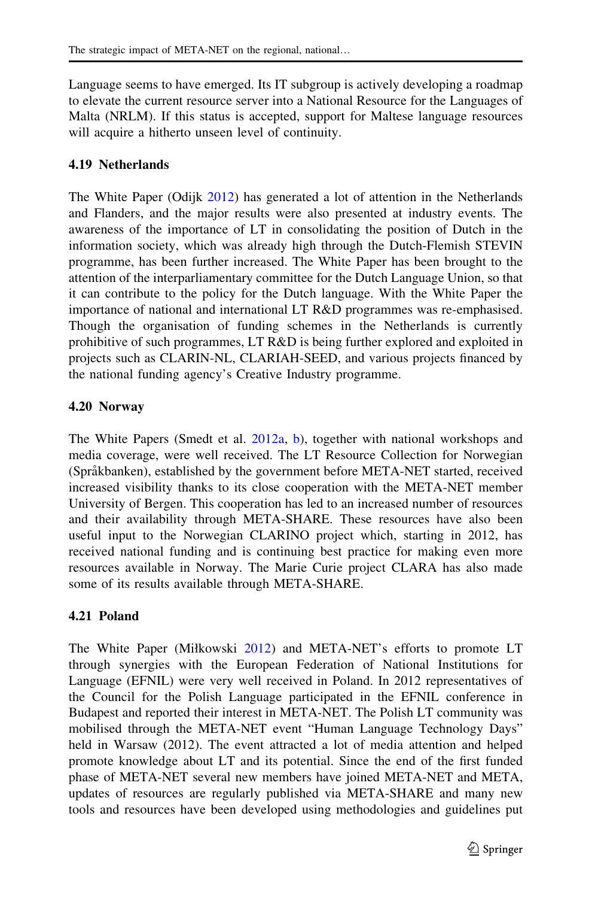Language seems to have emerged. Its IT subgroup is actively developing a roadmap to elevate the current resource server into a National Resource for the Languages of Malta (NRLM). If this status is accepted, support for Maltese language resources will acquire a hitherto unseen level of continuity.

### 4.19 Netherlands

The White Paper (Odijk 2012) has generated a lot of attention in the Netherlands and Flanders, and the major results were also presented at industry events. The awareness of the importance of LT in consolidating the position of Dutch in the information society, which was already high through the Dutch-Flemish STEVIN programme, has been further increased. The White Paper has been brought to the attention of the interparliamentary committee for the Dutch Language Union, so that it can contribute to the policy for the Dutch language. With the White Paper the importance of national and international LT R&D programmes was re-emphasised. Though the organisation of funding schemes in the Netherlands is currently prohibitive of such programmes, LT R&D is being further explored and exploited in projects such as CLARIN-NL, CLARIAH-SEED, and various projects financed by the national funding agency's Creative Industry programme.

### 4.20 Norway

The White Papers (Smedt et al. 2012a, b), together with national workshops and media coverage, were well received. The LT Resource Collection for Norwegian (Språkbanken), established by the government before META-NET started, received increased visibility thanks to its close cooperation with the META-NET member University of Bergen. This cooperation has led to an increased number of resources and their availability through META-SHARE. These resources have also been useful input to the Norwegian CLARINO project which, starting in 2012, has received national funding and is continuing best practice for making even more resources available in Norway. The Marie Curie project CLARA has also made some of its results available through META-SHARE.

### 4.21 Poland

The White Paper (Miłkowski 2012) and META-NET's efforts to promote LT through synergies with the European Federation of National Institutions for Language (EFNIL) were very well received in Poland. In 2012 representatives of the Council for the Polish Language participated in the EFNIL conference in Budapest and reported their interest in META-NET. The Polish LT community was mobilised through the META-NET event "Human Language Technology Days" held in Warsaw (2012). The event attracted a lot of media attention and helped promote knowledge about LT and its potential. Since the end of the first funded phase of META-NET several new members have joined META-NET and META, updates of resources are regularly published via META-SHARE and many new tools and resources have been developed using methodologies and guidelines put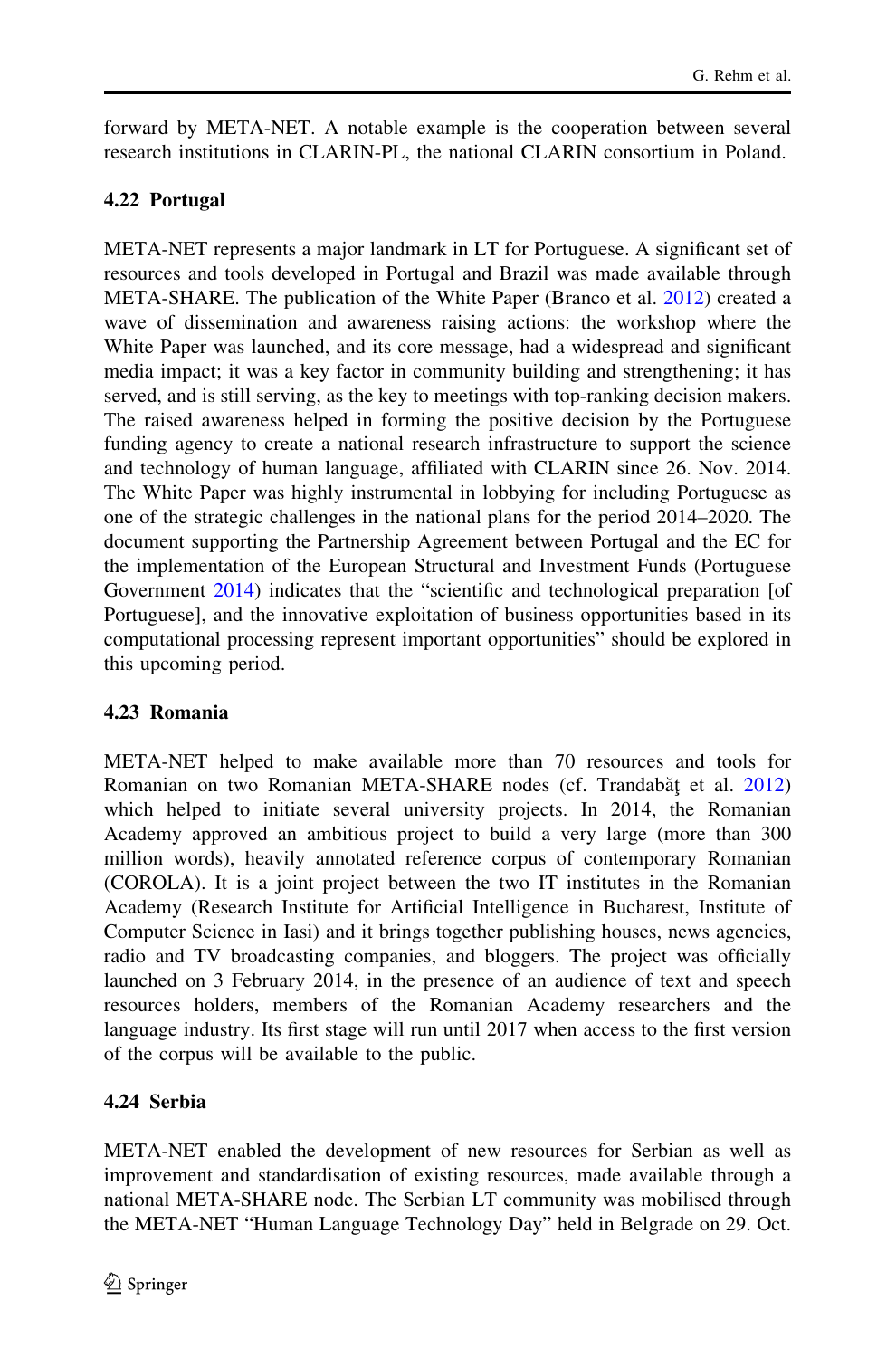forward by META-NET. A notable example is the cooperation between several research institutions in CLARIN-PL, the national CLARIN consortium in Poland.

### 4.22 Portugal

META-NET represents a major landmark in LT for Portuguese. A significant set of resources and tools developed in Portugal and Brazil was made available through META-SHARE. The publication of the White Paper (Branco et al. 2012) created a wave of dissemination and awareness raising actions: the workshop where the White Paper was launched, and its core message, had a widespread and significant media impact; it was a key factor in community building and strengthening; it has served, and is still serving, as the key to meetings with top-ranking decision makers. The raised awareness helped in forming the positive decision by the Portuguese funding agency to create a national research infrastructure to support the science and technology of human language, affiliated with CLARIN since 26. Nov. 2014. The White Paper was highly instrumental in lobbying for including Portuguese as one of the strategic challenges in the national plans for the period 2014–2020. The document supporting the Partnership Agreement between Portugal and the EC for the implementation of the European Structural and Investment Funds (Portuguese Government 2014) indicates that the "scientific and technological preparation [of Portuguese], and the innovative exploitation of business opportunities based in its computational processing represent important opportunities" should be explored in this upcoming period.

### 4.23 Romania

META-NET helped to make available more than 70 resources and tools for Romanian on two Romanian META-SHARE nodes (cf. Trandabăţ et al. 2012) which helped to initiate several university projects. In 2014, the Romanian Academy approved an ambitious project to build a very large (more than 300 million words), heavily annotated reference corpus of contemporary Romanian (COROLA). It is a joint project between the two IT institutes in the Romanian Academy (Research Institute for Artificial Intelligence in Bucharest, Institute of Computer Science in Iasi) and it brings together publishing houses, news agencies, radio and TV broadcasting companies, and bloggers. The project was officially launched on 3 February 2014, in the presence of an audience of text and speech resources holders, members of the Romanian Academy researchers and the language industry. Its first stage will run until 2017 when access to the first version of the corpus will be available to the public.

### 4.24 Serbia

META-NET enabled the development of new resources for Serbian as well as improvement and standardisation of existing resources, made available through a national META-SHARE node. The Serbian LT community was mobilised through the META-NET "Human Language Technology Day" held in Belgrade on 29. Oct.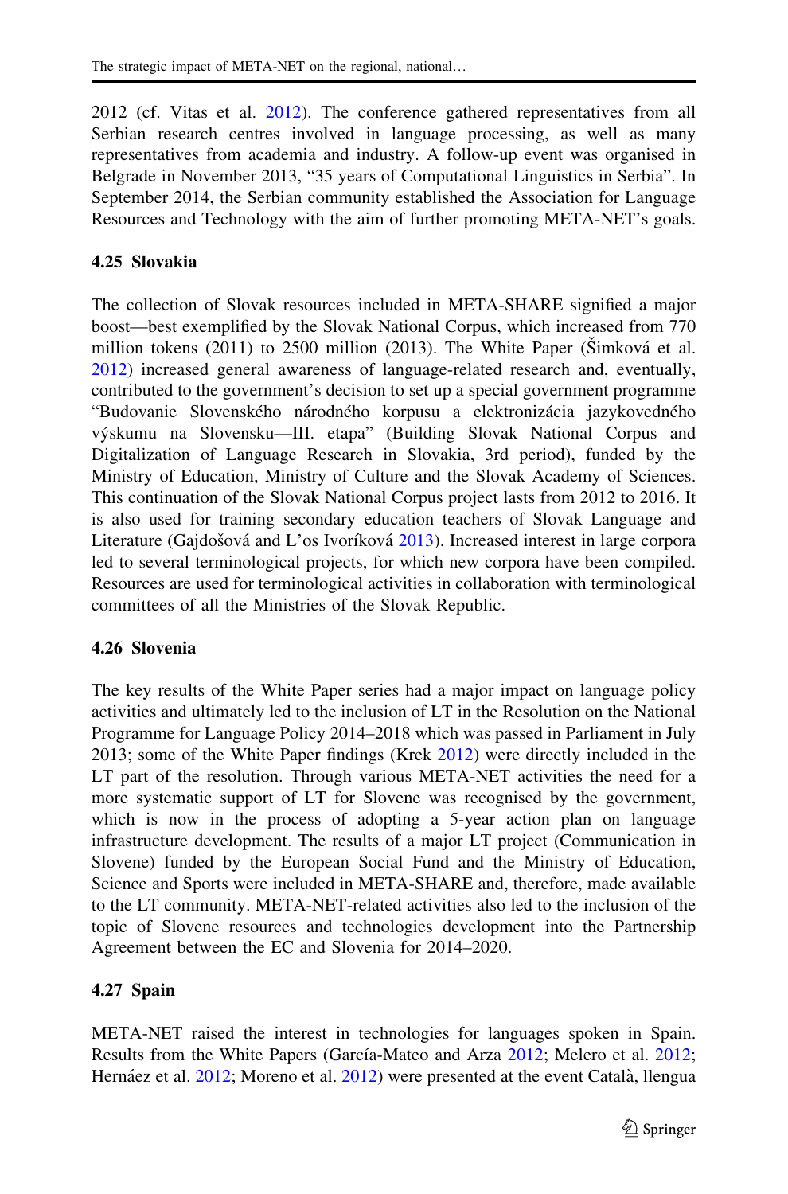2012 (cf. Vitas et al. 2012). The conference gathered representatives from all Serbian research centres involved in language processing, as well as many representatives from academia and industry. A follow-up event was organised in Belgrade in November 2013, "35 years of Computational Linguistics in Serbia". In September 2014, the Serbian community established the Association for Language Resources and Technology with the aim of further promoting META-NET's goals.

### 4.25 Slovakia

The collection of Slovak resources included in META-SHARE signified a major boost—best exemplified by the Slovak National Corpus, which increased from 770 million tokens (2011) to 2500 million (2013). The White Paper (Šimková et al. 2012) increased general awareness of language-related research and, eventually, contributed to the government's decision to set up a special government programme "Budovanie Slovenského národného korpusu a elektronizácia jazykovedného výskumu na Slovensku—III. etapa" (Building Slovak National Corpus and Digitalization of Language Research in Slovakia, 3rd period), funded by the Ministry of Education, Ministry of Culture and the Slovak Academy of Sciences. This continuation of the Slovak National Corpus project lasts from 2012 to 2016. It is also used for training secondary education teachers of Slovak Language and Literature (Gajdošová and L'os Ivoríková 2013). Increased interest in large corpora led to several terminological projects, for which new corpora have been compiled. Resources are used for terminological activities in collaboration with terminological committees of all the Ministries of the Slovak Republic.

### 4.26 Slovenia

The key results of the White Paper series had a major impact on language policy activities and ultimately led to the inclusion of LT in the Resolution on the National Programme for Language Policy 2014–2018 which was passed in Parliament in July 2013; some of the White Paper findings (Krek 2012) were directly included in the LT part of the resolution. Through various META-NET activities the need for a more systematic support of LT for Slovene was recognised by the government, which is now in the process of adopting a 5-year action plan on language infrastructure development. The results of a major LT project (Communication in Slovene) funded by the European Social Fund and the Ministry of Education, Science and Sports were included in META-SHARE and, therefore, made available to the LT community. META-NET-related activities also led to the inclusion of the topic of Slovene resources and technologies development into the Partnership Agreement between the EC and Slovenia for 2014–2020.

### 4.27 Spain

META-NET raised the interest in technologies for languages spoken in Spain. Results from the White Papers (García-Mateo and Arza 2012; Melero et al. 2012; Hernáez et al. 2012; Moreno et al. 2012) were presented at the event Català, llengua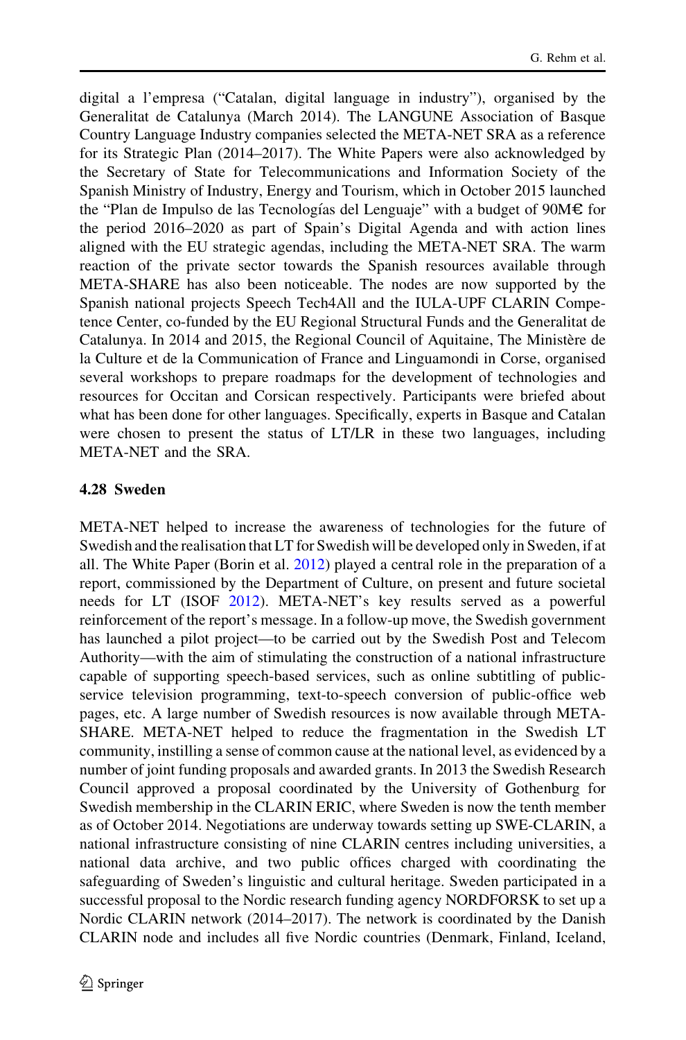digital a l'empresa ("Catalan, digital language in industry"), organised by the Generalitat de Catalunya (March 2014). The LANGUNE Association of Basque Country Language Industry companies selected the META-NET SRA as a reference for its Strategic Plan (2014–2017). The White Papers were also acknowledged by the Secretary of State for Telecommunications and Information Society of the Spanish Ministry of Industry, Energy and Tourism, which in October 2015 launched the "Plan de Impulso de las Tecnologías del Lenguaje" with a budget of 90M€ for the period 2016–2020 as part of Spain's Digital Agenda and with action lines aligned with the EU strategic agendas, including the META-NET SRA. The warm reaction of the private sector towards the Spanish resources available through META-SHARE has also been noticeable. The nodes are now supported by the Spanish national projects Speech Tech4All and the IULA-UPF CLARIN Competence Center, co-funded by the EU Regional Structural Funds and the Generalitat de Catalunya. In 2014 and 2015, the Regional Council of Aquitaine, The Ministère de la Culture et de la Communication of France and Linguamondi in Corse, organised several workshops to prepare roadmaps for the development of technologies and resources for Occitan and Corsican respectively. Participants were briefed about what has been done for other languages. Specifically, experts in Basque and Catalan were chosen to present the status of LT/LR in these two languages, including META-NET and the SRA.

### 4.28 Sweden

META-NET helped to increase the awareness of technologies for the future of Swedish and the realisation that LT for Swedish will be developed only in Sweden, if at all. The White Paper (Borin et al. 2012) played a central role in the preparation of a report, commissioned by the Department of Culture, on present and future societal needs for LT (ISOF 2012). META-NET's key results served as a powerful reinforcement of the report's message. In a follow-up move, the Swedish government has launched a pilot project—to be carried out by the Swedish Post and Telecom Authority—with the aim of stimulating the construction of a national infrastructure capable of supporting speech-based services, such as online subtitling of public-service television programming, text-to-speech conversion of public-office web pages, etc. A large number of Swedish resources is now available through META-SHARE. META-NET helped to reduce the fragmentation in the Swedish LT community, instilling a sense of common cause at the national level, as evidenced by a number of joint funding proposals and awarded grants. In 2013 the Swedish Research Council approved a proposal coordinated by the University of Gothenburg for Swedish membership in the CLARIN ERIC, where Sweden is now the tenth member as of October 2014. Negotiations are underway towards setting up SWE-CLARIN, a national infrastructure consisting of nine CLARIN centres including universities, a national data archive, and two public offices charged with coordinating the safeguarding of Sweden's linguistic and cultural heritage. Sweden participated in a successful proposal to the Nordic research funding agency NORDFORSK to set up a Nordic CLARIN network (2014–2017). The network is coordinated by the Danish CLARIN node and includes all five Nordic countries (Denmark, Finland, Iceland,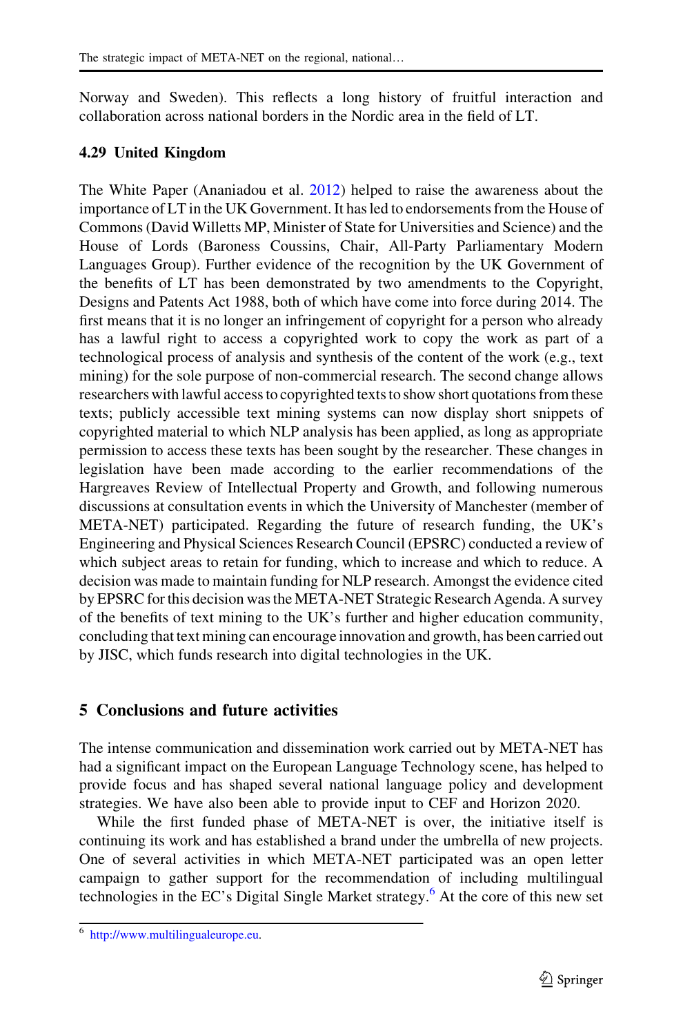Norway and Sweden). This reflects a long history of fruitful interaction and collaboration across national borders in the Nordic area in the field of LT.

### 4.29 United Kingdom

The White Paper (Ananiadou et al. 2012) helped to raise the awareness about the importance of LT in the UK Government. It has led to endorsements from the House of Commons (David Willetts MP, Minister of State for Universities and Science) and the House of Lords (Baroness Coussins, Chair, All-Party Parliamentary Modern Languages Group). Further evidence of the recognition by the UK Government of the benefits of LT has been demonstrated by two amendments to the Copyright, Designs and Patents Act 1988, both of which have come into force during 2014. The first means that it is no longer an infringement of copyright for a person who already has a lawful right to access a copyrighted work to copy the work as part of a technological process of analysis and synthesis of the content of the work (e.g., text mining) for the sole purpose of non-commercial research. The second change allows researchers with lawful access to copyrighted texts to show short quotations from these texts; publicly accessible text mining systems can now display short snippets of copyrighted material to which NLP analysis has been applied, as long as appropriate permission to access these texts has been sought by the researcher. These changes in legislation have been made according to the earlier recommendations of the Hargreaves Review of Intellectual Property and Growth, and following numerous discussions at consultation events in which the University of Manchester (member of META-NET) participated. Regarding the future of research funding, the UK's Engineering and Physical Sciences Research Council (EPSRC) conducted a review of which subject areas to retain for funding, which to increase and which to reduce. A decision was made to maintain funding for NLP research. Amongst the evidence cited by EPSRC for this decision was the META-NET Strategic Research Agenda. A survey of the benefits of text mining to the UK's further and higher education community, concluding that text mining can encourage innovation and growth, has been carried out by JISC, which funds research into digital technologies in the UK.

## 5 Conclusions and future activities

The intense communication and dissemination work carried out by META-NET has had a significant impact on the European Language Technology scene, has helped to provide focus and has shaped several national language policy and development strategies. We have also been able to provide input to CEF and Horizon 2020.

While the first funded phase of META-NET is over, the initiative itself is continuing its work and has established a brand under the umbrella of new projects. One of several activities in which META-NET participated was an open letter campaign to gather support for the recommendation of including multilingual technologies in the EC's Digital Single Market strategy.[6] At the core of this new set

---

[6] http://www.multilingualeurope.eu.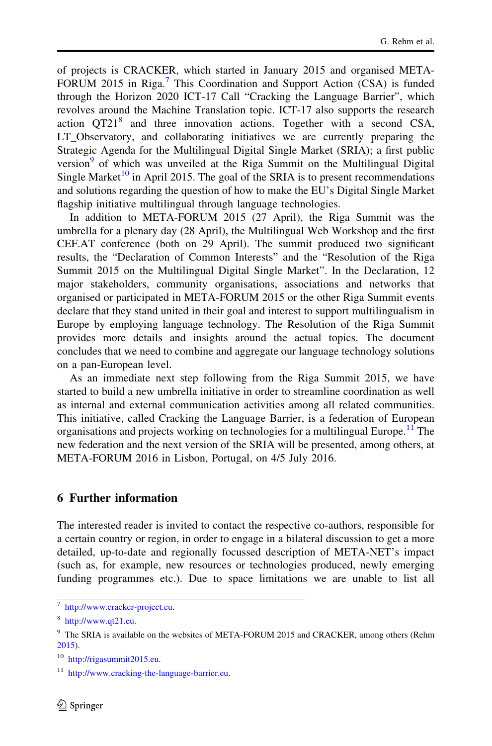of projects is CRACKER, which started in January 2015 and organised META-FORUM 2015 in Riga.[7] This Coordination and Support Action (CSA) is funded through the Horizon 2020 ICT-17 Call "Cracking the Language Barrier", which revolves around the Machine Translation topic. ICT-17 also supports the research action QT21[8] and three innovation actions. Together with a second CSA, LT_Observatory, and collaborating initiatives we are currently preparing the Strategic Agenda for the Multilingual Digital Single Market (SRIA); a first public version[9] of which was unveiled at the Riga Summit on the Multilingual Digital Single Market[10] in April 2015. The goal of the SRIA is to present recommendations and solutions regarding the question of how to make the EU's Digital Single Market flagship initiative multilingual through language technologies.

In addition to META-FORUM 2015 (27 April), the Riga Summit was the umbrella for a plenary day (28 April), the Multilingual Web Workshop and the first CEF.AT conference (both on 29 April). The summit produced two significant results, the "Declaration of Common Interests" and the "Resolution of the Riga Summit 2015 on the Multilingual Digital Single Market". In the Declaration, 12 major stakeholders, community organisations, associations and networks that organised or participated in META-FORUM 2015 or the other Riga Summit events declare that they stand united in their goal and interest to support multilingualism in Europe by employing language technology. The Resolution of the Riga Summit provides more details and insights around the actual topics. The document concludes that we need to combine and aggregate our language technology solutions on a pan-European level.

As an immediate next step following from the Riga Summit 2015, we have started to build a new umbrella initiative in order to streamline coordination as well as internal and external communication activities among all related communities. This initiative, called Cracking the Language Barrier, is a federation of European organisations and projects working on technologies for a multilingual Europe.[11] The new federation and the next version of the SRIA will be presented, among others, at META-FORUM 2016 in Lisbon, Portugal, on 4/5 July 2016.

## 6 Further information

The interested reader is invited to contact the respective co-authors, responsible for a certain country or region, in order to engage in a bilateral discussion to get a more detailed, up-to-date and regionally focussed description of META-NET's impact (such as, for example, new resources or technologies produced, newly emerging funding programmes etc.). Due to space limitations we are unable to list all

---

[7] http://www.cracker-project.eu.

[8] http://www.qt21.eu.

[9] The SRIA is available on the websites of META-FORUM 2015 and CRACKER, among others (Rehm 2015).

[10] http://rigasummit2015.eu.

[11] http://www.cracking-the-language-barrier.eu.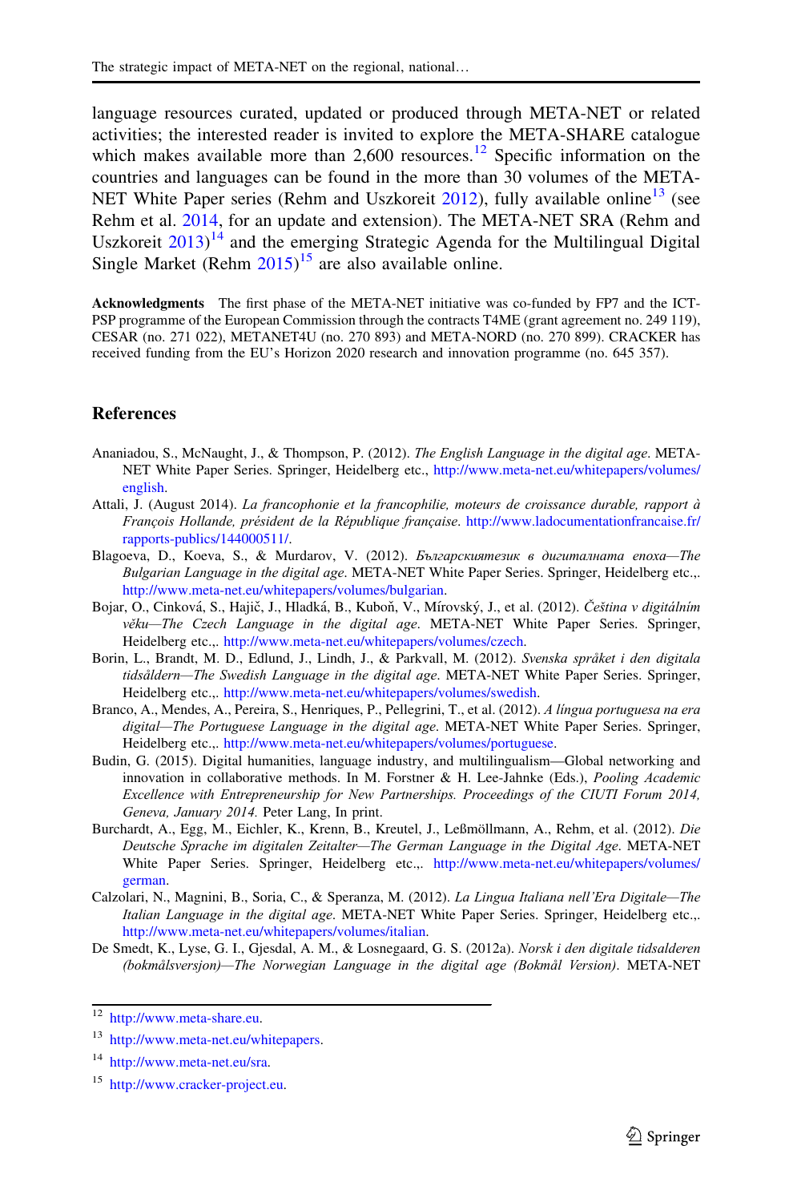language resources curated, updated or produced through META-NET or related activities; the interested reader is invited to explore the META-SHARE catalogue which makes available more than 2,600 resources.[12] Specific information on the countries and languages can be found in the more than 30 volumes of the META-NET White Paper series (Rehm and Uszkoreit 2012), fully available online[13] (see Rehm et al. 2014, for an update and extension). The META-NET SRA (Rehm and Uszkoreit 2013)[14] and the emerging Strategic Agenda for the Multilingual Digital Single Market (Rehm 2015)[15] are also available online.

**Acknowledgments** The first phase of the META-NET initiative was co-funded by FP7 and the ICT-PSP programme of the European Commission through the contracts T4ME (grant agreement no. 249 119), CESAR (no. 271 022), METANET4U (no. 270 893) and META-NORD (no. 270 899). CRACKER has received funding from the EU's Horizon 2020 research and innovation programme (no. 645 357).

## References

Ananiadou, S., McNaught, J., & Thompson, P. (2012). *The English Language in the digital age*. META-NET White Paper Series. Springer, Heidelberg etc., http://www.meta-net.eu/whitepapers/volumes/english.

Attali, J. (August 2014). *La francophonie et la francophilie, moteurs de croissance durable, rapport à François Hollande, président de la République française*. http://www.ladocumentationfrancaise.fr/rapports-publics/144000511/.

Blagoeva, D., Koeva, S., & Murdarov, V. (2012). *Българският език в дигиталната епоха—The Bulgarian Language in the digital age*. META-NET White Paper Series. Springer, Heidelberg etc.,. http://www.meta-net.eu/whitepapers/volumes/bulgarian.

Bojar, O., Cinková, S., Hajič, J., Hladká, B., Kuboň, V., Mírovský, J., et al. (2012). *Čeština v digitálním věku—The Czech Language in the digital age*. META-NET White Paper Series. Springer, Heidelberg etc.,. http://www.meta-net.eu/whitepapers/volumes/czech.

Borin, L., Brandt, M. D., Edlund, J., Lindh, J., & Parkvall, M. (2012). *Svenska språket i den digitala tidsåldern—The Swedish Language in the digital age*. META-NET White Paper Series. Springer, Heidelberg etc.,. http://www.meta-net.eu/whitepapers/volumes/swedish.

Branco, A., Mendes, A., Pereira, S., Henriques, P., Pellegrini, T., et al. (2012). *A língua portuguesa na era digital—The Portuguese Language in the digital age*. META-NET White Paper Series. Springer, Heidelberg etc.,. http://www.meta-net.eu/whitepapers/volumes/portuguese.

Budin, G. (2015). Digital humanities, language industry, and multilingualism—Global networking and innovation in collaborative methods. In M. Forstner & H. Lee-Jahnke (Eds.), *Pooling Academic Excellence with Entrepreneurship for New Partnerships. Proceedings of the CIUTI Forum 2014, Geneva, January 2014.* Peter Lang, In print.

Burchardt, A., Egg, M., Eichler, K., Krenn, B., Kreutel, J., Leßmöllmann, A., Rehm, et al. (2012). *Die Deutsche Sprache im digitalen Zeitalter—The German Language in the Digital Age*. META-NET White Paper Series. Springer, Heidelberg etc.,. http://www.meta-net.eu/whitepapers/volumes/german.

Calzolari, N., Magnini, B., Soria, C., & Speranza, M. (2012). *La Lingua Italiana nell'Era Digitale—The Italian Language in the digital age*. META-NET White Paper Series. Springer, Heidelberg etc.,. http://www.meta-net.eu/whitepapers/volumes/italian.

De Smedt, K., Lyse, G. I., Gjesdal, A. M., & Losnegaard, G. S. (2012a). *Norsk i den digitale tidsalderen (bokmålsversjon)—The Norwegian Language in the digital age (Bokmål Version)*. META-NET

---

[12] http://www.meta-share.eu.

[13] http://www.meta-net.eu/whitepapers.

[14] http://www.meta-net.eu/sra.

[15] http://www.cracker-project.eu.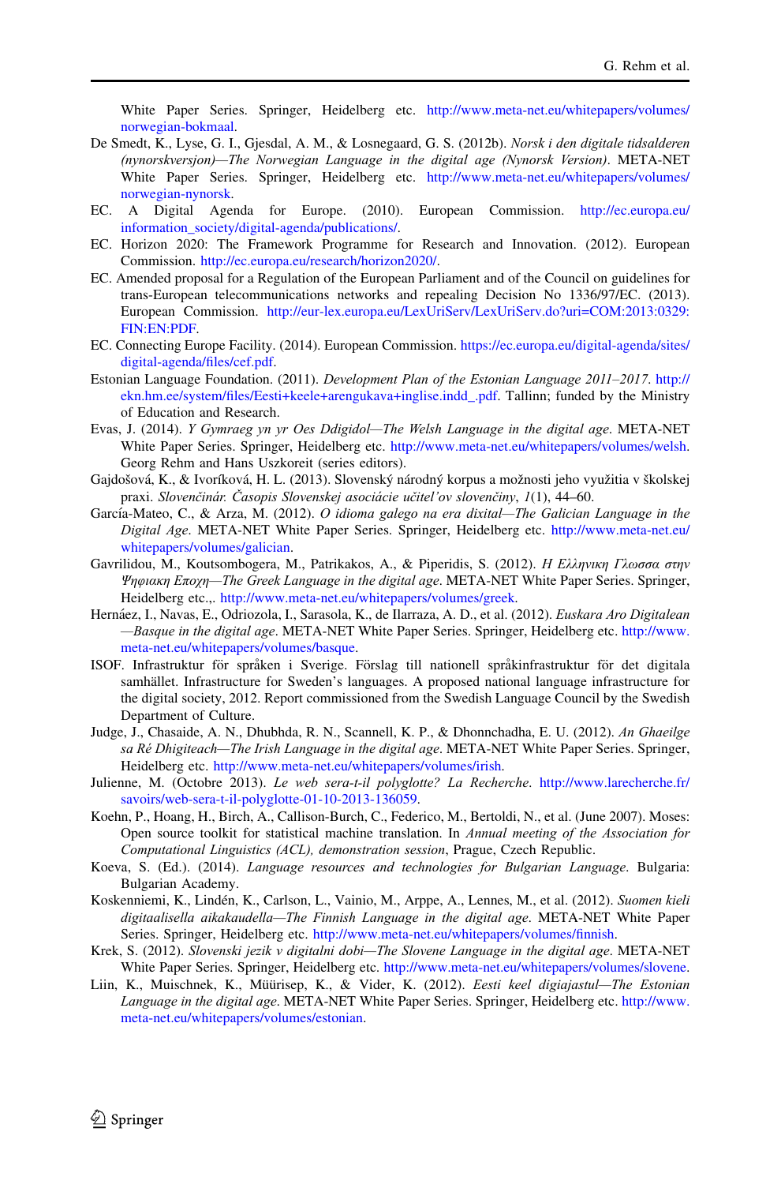White Paper Series. Springer, Heidelberg etc. http://www.meta-net.eu/whitepapers/volumes/norwegian-bokmaal.

De Smedt, K., Lyse, G. I., Gjesdal, A. M., & Losnegaard, G. S. (2012b). *Norsk i den digitale tidsalderen (nynorskversjon)—The Norwegian Language in the digital age (Nynorsk Version)*. META-NET White Paper Series. Springer, Heidelberg etc. http://www.meta-net.eu/whitepapers/volumes/norwegian-nynorsk.

EC. A Digital Agenda for Europe. (2010). European Commission. http://ec.europa.eu/information_society/digital-agenda/publications/.

EC. Horizon 2020: The Framework Programme for Research and Innovation. (2012). European Commission. http://ec.europa.eu/research/horizon2020/.

EC. Amended proposal for a Regulation of the European Parliament and of the Council on guidelines for trans-European telecommunications networks and repealing Decision No 1336/97/EC. (2013). European Commission. http://eur-lex.europa.eu/LexUriServ/LexUriServ.do?uri=COM:2013:0329:FIN:EN:PDF.

EC. Connecting Europe Facility. (2014). European Commission. https://ec.europa.eu/digital-agenda/sites/digital-agenda/files/cef.pdf.

Estonian Language Foundation. (2011). *Development Plan of the Estonian Language 2011–2017*. http://ekn.hm.ee/system/files/Eesti+keele+arengukava+inglise.indd_.pdf. Tallinn; funded by the Ministry of Education and Research.

Evas, J. (2014). *Y Gymraeg yn yr Oes Ddigidol—The Welsh Language in the digital age*. META-NET White Paper Series. Springer, Heidelberg etc. http://www.meta-net.eu/whitepapers/volumes/welsh. Georg Rehm and Hans Uszkoreit (series editors).

Gajdošová, K., & Ivoríková, H. L. (2013). Slovenský národný korpus a možnosti jeho využitia v školskej praxi. *Slovenčinár. Časopis Slovenskej asociácie učitel'ov slovenčiny*, *1*(1), 44–60.

García-Mateo, C., & Arza, M. (2012). *O idioma galego na era dixital—The Galician Language in the Digital Age*. META-NET White Paper Series. Springer, Heidelberg etc. http://www.meta-net.eu/whitepapers/volumes/galician.

Gavrilidou, M., Koutsombogera, M., Patrikakos, A., & Piperidis, S. (2012). *Η Ελληνικη Γλωσσα στην Ψηφιακη Εποχη—The Greek Language in the digital age*. META-NET White Paper Series. Springer, Heidelberg etc.,. http://www.meta-net.eu/whitepapers/volumes/greek.

Hernáez, I., Navas, E., Odriozola, I., Sarasola, K., de Ilarraza, A. D., et al. (2012). *Euskara Aro Digitalean—Basque in the digital age*. META-NET White Paper Series. Springer, Heidelberg etc. http://www.meta-net.eu/whitepapers/volumes/basque.

ISOF. Infrastruktur för språken i Sverige. Förslag till nationell språkinfrastruktur för det digitala samhället. Infrastructure for Sweden's languages. A proposed national language infrastructure for the digital society, 2012. Report commissioned from the Swedish Language Council by the Swedish Department of Culture.

Judge, J., Chasaide, A. N., Dhubhda, R. N., Scannell, K. P., & Dhonnchadha, E. U. (2012). *An Ghaeilge sa Ré Dhigiteach—The Irish Language in the digital age*. META-NET White Paper Series. Springer, Heidelberg etc. http://www.meta-net.eu/whitepapers/volumes/irish.

Julienne, M. (Octobre 2013). *Le web sera-t-il polyglotte? La Recherche*. http://www.larecherche.fr/savoirs/web-sera-t-il-polyglotte-01-10-2013-136059.

Koehn, P., Hoang, H., Birch, A., Callison-Burch, C., Federico, M., Bertoldi, N., et al. (June 2007). Moses: Open source toolkit for statistical machine translation. In *Annual meeting of the Association for Computational Linguistics (ACL), demonstration session*, Prague, Czech Republic.

Koeva, S. (Ed.). (2014). *Language resources and technologies for Bulgarian Language*. Bulgaria: Bulgarian Academy.

Koskenniemi, K., Lindén, K., Carlson, L., Vainio, M., Arppe, A., Lennes, M., et al. (2012). *Suomen kieli digitaalisella aikakaudella—The Finnish Language in the digital age*. META-NET White Paper Series. Springer, Heidelberg etc. http://www.meta-net.eu/whitepapers/volumes/finnish.

Krek, S. (2012). *Slovenski jezik v digitalni dobi—The Slovene Language in the digital age*. META-NET White Paper Series. Springer, Heidelberg etc. http://www.meta-net.eu/whitepapers/volumes/slovene.

Liin, K., Muischnek, K., Müürisep, K., & Vider, K. (2012). *Eesti keel digiajastul—The Estonian Language in the digital age*. META-NET White Paper Series. Springer, Heidelberg etc. http://www.meta-net.eu/whitepapers/volumes/estonian.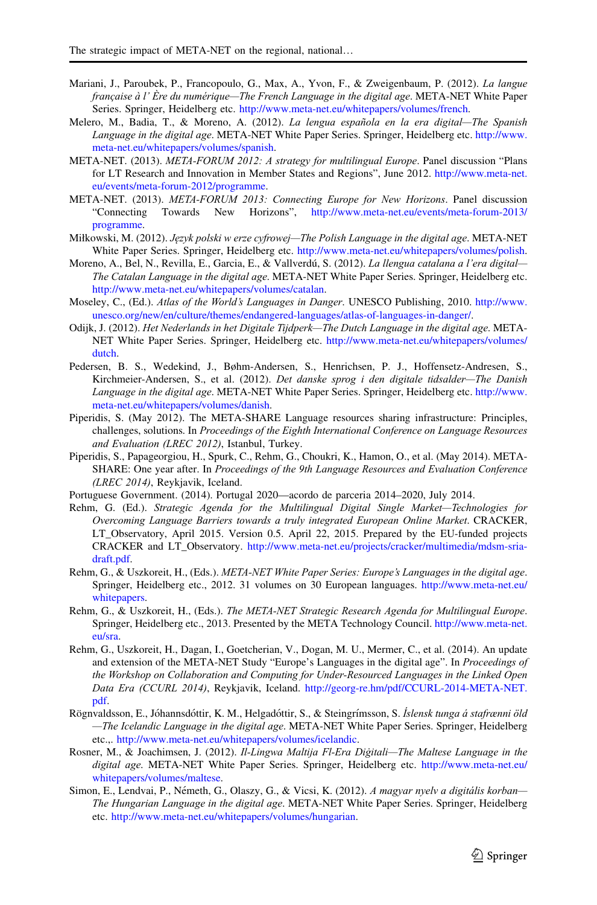Mariani, J., Paroubek, P., Francopoulo, G., Max, A., Yvon, F., & Zweigenbaum, P. (2012). *La langue française à l' Ère du numérique—The French Language in the digital age*. META-NET White Paper Series. Springer, Heidelberg etc. http://www.meta-net.eu/whitepapers/volumes/french.

Melero, M., Badia, T., & Moreno, A. (2012). *La lengua española en la era digital—The Spanish Language in the digital age*. META-NET White Paper Series. Springer, Heidelberg etc. http://www.meta-net.eu/whitepapers/volumes/spanish.

META-NET. (2013). *META-FORUM 2012: A strategy for multilingual Europe*. Panel discussion "Plans for LT Research and Innovation in Member States and Regions", June 2012. http://www.meta-net.eu/events/meta-forum-2012/programme.

META-NET. (2013). *META-FORUM 2013: Connecting Europe for New Horizons*. Panel discussion "Connecting Towards New Horizons", http://www.meta-net.eu/events/meta-forum-2013/programme.

Miłkowski, M. (2012). *Język polski w erze cyfrowej—The Polish Language in the digital age*. META-NET White Paper Series. Springer, Heidelberg etc. http://www.meta-net.eu/whitepapers/volumes/polish.

Moreno, A., Bel, N., Revilla, E., Garcia, E., & Vallverdú, S. (2012). *La llengua catalana a l'era digital—The Catalan Language in the digital age*. META-NET White Paper Series. Springer, Heidelberg etc. http://www.meta-net.eu/whitepapers/volumes/catalan.

Moseley, C., (Ed.). *Atlas of the World's Languages in Danger*. UNESCO Publishing, 2010. http://www.unesco.org/new/en/culture/themes/endangered-languages/atlas-of-languages-in-danger/.

Odijk, J. (2012). *Het Nederlands in het Digitale Tijdperk—The Dutch Language in the digital age*. META-NET White Paper Series. Springer, Heidelberg etc. http://www.meta-net.eu/whitepapers/volumes/dutch.

Pedersen, B. S., Wedekind, J., Bøhm-Andersen, S., Henrichsen, P. J., Hoffensetz-Andresen, S., Kirchmeier-Andersen, S., et al. (2012). *Det danske sprog i den digitale tidsalder—The Danish Language in the digital age*. META-NET White Paper Series. Springer, Heidelberg etc. http://www.meta-net.eu/whitepapers/volumes/danish.

Piperidis, S. (May 2012). The META-SHARE Language resources sharing infrastructure: Principles, challenges, solutions. In *Proceedings of the Eighth International Conference on Language Resources and Evaluation (LREC 2012)*, Istanbul, Turkey.

Piperidis, S., Papageorgiou, H., Spurk, C., Rehm, G., Choukri, K., Hamon, O., et al. (May 2014). META-SHARE: One year after. In *Proceedings of the 9th International Language Resources and Evaluation Conference (LREC 2014)*, Reykjavik, Iceland.

Portuguese Government. (2014). Portugal 2020—acordo de parceria 2014–2020, July 2014.

Rehm, G. (Ed.). *Strategic Agenda for the Multilingual Digital Single Market—Technologies for Overcoming Language Barriers towards a truly integrated European Online Market*. CRACKER, LT_Observatory, April 2015. Version 0.5. April 22, 2015. Prepared by the EU-funded projects CRACKER and LT_Observatory. http://www.meta-net.eu/projects/cracker/multimedia/mdsm-sria-draft.pdf.

Rehm, G., & Uszkoreit, H., (Eds.). *META-NET White Paper Series: Europe's Languages in the digital age*. Springer, Heidelberg etc., 2012. 31 volumes on 30 European languages. http://www.meta-net.eu/whitepapers.

Rehm, G., & Uszkoreit, H., (Eds.). *The META-NET Strategic Research Agenda for Multilingual Europe*. Springer, Heidelberg etc., 2013. Presented by the META Technology Council. http://www.meta-net.eu/sra.

Rehm, G., Uszkoreit, H., Dagan, I., Goetcherian, V., Dogan, M. U., Mermer, C., et al. (2014). An update and extension of the META-NET Study "Europe's Languages in the digital age". In *Proceedings of the Workshop on Collaboration and Computing for Under-Resourced Languages in the Linked Open Data Era (CCURL 2014)*, Reykjavik, Iceland. http://georg-re.hm/pdf/CCURL-2014-META-NET.pdf.

Rögnvaldsson, E., Jóhannsdóttir, K. M., Helgadóttir, S., & Steingrímsson, S. *Íslensk tunga á stafrænni öld—The Icelandic Language in the digital age*. META-NET White Paper Series. Springer, Heidelberg etc.,. http://www.meta-net.eu/whitepapers/volumes/icelandic.

Rosner, M., & Joachimsen, J. (2012). *Il-Lingwa Maltija Fl-Era Diġitali—The Maltese Language in the digital age*. META-NET White Paper Series. Springer, Heidelberg etc. http://www.meta-net.eu/whitepapers/volumes/maltese.

Simon, E., Lendvai, P., Németh, G., Olaszy, G., & Vicsi, K. (2012). *A magyar nyelv a digitális korban—The Hungarian Language in the digital age*. META-NET White Paper Series. Springer, Heidelberg etc. http://www.meta-net.eu/whitepapers/volumes/hungarian.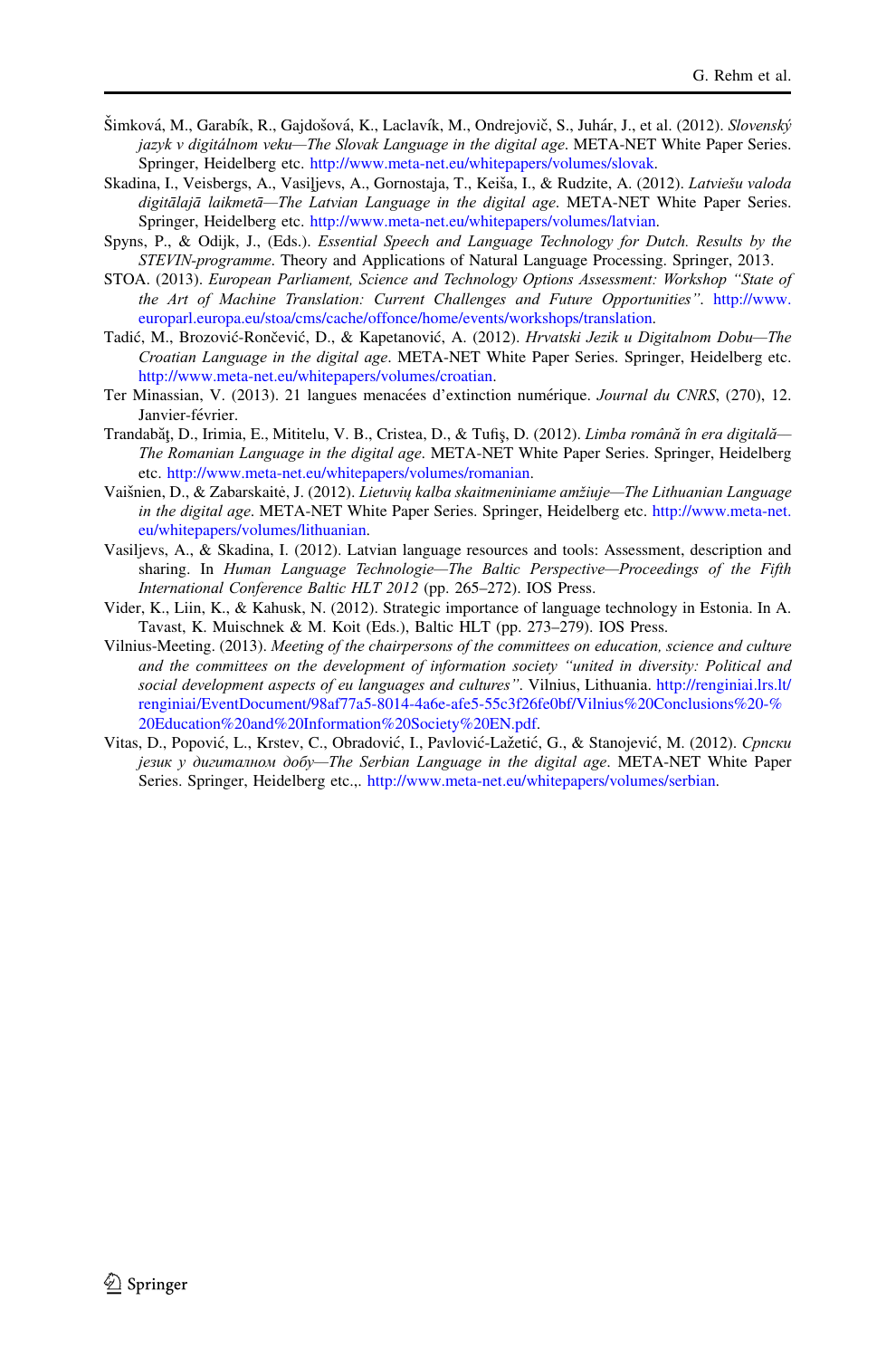Šimková, M., Garabík, R., Gajdošová, K., Laclavík, M., Ondrejovič, S., Juhár, J., et al. (2012). *Slovenský jazyk v digitálnom veku—The Slovak Language in the digital age*. META-NET White Paper Series. Springer, Heidelberg etc. http://www.meta-net.eu/whitepapers/volumes/slovak.

Skadina, I., Veisbergs, A., Vasiļjevs, A., Gornostaja, T., Keiša, I., & Rudzite, A. (2012). *Latviešu valoda digitālajā laikmetā—The Latvian Language in the digital age*. META-NET White Paper Series. Springer, Heidelberg etc. http://www.meta-net.eu/whitepapers/volumes/latvian.

Spyns, P., & Odijk, J., (Eds.). *Essential Speech and Language Technology for Dutch. Results by the STEVIN-programme*. Theory and Applications of Natural Language Processing. Springer, 2013.

STOA. (2013). *European Parliament, Science and Technology Options Assessment: Workshop "State of the Art of Machine Translation: Current Challenges and Future Opportunities"*. http://www.europarl.europa.eu/stoa/cms/cache/offonce/home/events/workshops/translation.

Tadić, M., Brozović-Rončević, D., & Kapetanović, A. (2012). *Hrvatski Jezik u Digitalnom Dobu—The Croatian Language in the digital age*. META-NET White Paper Series. Springer, Heidelberg etc. http://www.meta-net.eu/whitepapers/volumes/croatian.

Ter Minassian, V. (2013). 21 langues menacées d'extinction numérique. *Journal du CNRS*, (270), 12. Janvier-février.

Trandabăţ, D., Irimia, E., Mititelu, V. B., Cristea, D., & Tufiş, D. (2012). *Limba română în era digitală—The Romanian Language in the digital age*. META-NET White Paper Series. Springer, Heidelberg etc. http://www.meta-net.eu/whitepapers/volumes/romanian.

Vaišnien, D., & Zabarskaitė, J. (2012). *Lietuvių kalba skaitmeniniame amžiuje—The Lithuanian Language in the digital age*. META-NET White Paper Series. Springer, Heidelberg etc. http://www.meta-net.eu/whitepapers/volumes/lithuanian.

Vasiljevs, A., & Skadina, I. (2012). Latvian language resources and tools: Assessment, description and sharing. In *Human Language Technologie—The Baltic Perspective—Proceedings of the Fifth International Conference Baltic HLT 2012* (pp. 265–272). IOS Press.

Vider, K., Liin, K., & Kahusk, N. (2012). Strategic importance of language technology in Estonia. In A. Tavast, K. Muischnek & M. Koit (Eds.), Baltic HLT (pp. 273–279). IOS Press.

Vilnius-Meeting. (2013). *Meeting of the chairpersons of the committees on education, science and culture and the committees on the development of information society "united in diversity: Political and social development aspects of eu languages and cultures"*. Vilnius, Lithuania. http://renginiai.lrs.lt/renginiai/EventDocument/98af77a5-8014-4a6e-afe5-55c3f26fe0bf/Vilnius%20Conclusions%20-%20Education%20and%20Information%20Society%20EN.pdf.

Vitas, D., Popović, L., Krstev, C., Obradović, I., Pavlović-Lažetić, G., & Stanojević, M. (2012). *Српски језик у дигиталном добу—The Serbian Language in the digital age*. META-NET White Paper Series. Springer, Heidelberg etc.,. http://www.meta-net.eu/whitepapers/volumes/serbian.